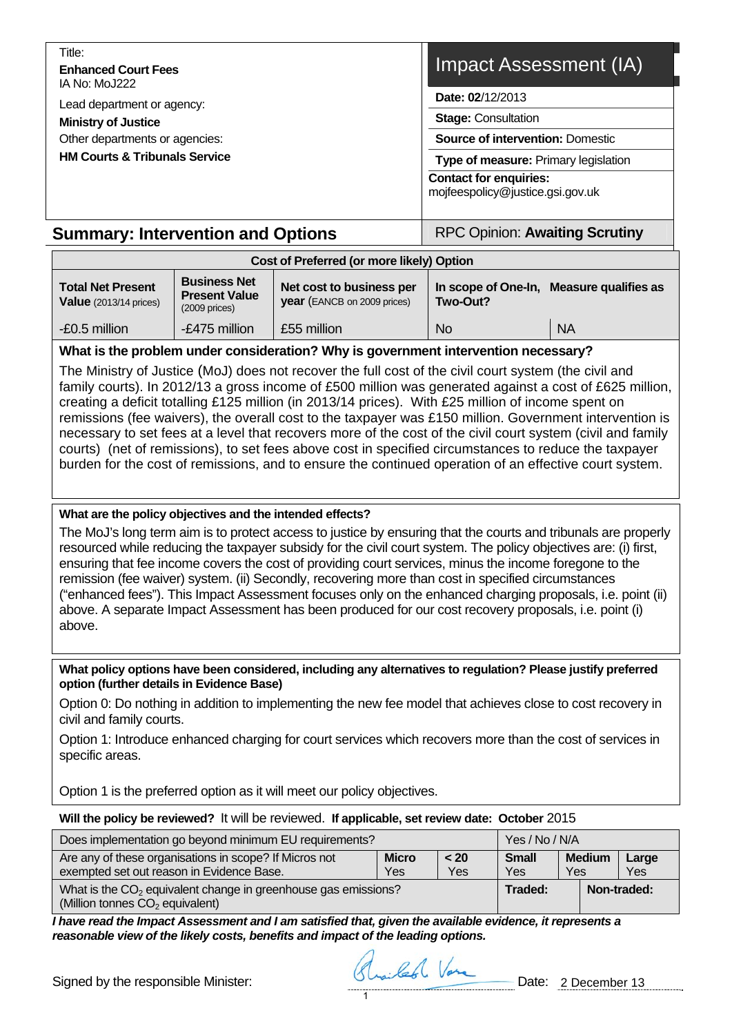Title:
**Enhanced Court Fees**
IA No: MoJ222

Lead department or agency:
**Ministry of Justice**

Other departments or agencies:
**HM Courts & Tribunals Service**

# Impact Assessment (IA)

**Date: 02**/12/2013

**Stage:** Consultation

**Source of intervention:** Domestic

**Type of measure:** Primary legislation

**Contact for enquiries:**
mojfeespolicy@justice.gsi.gov.uk

## Summary: Intervention and Options

RPC Opinion: **Awaiting Scrutiny**

| Cost of Preferred (or more likely) Option | | | | |
|---|---|---|---|---|
| **Total Net Present Value** (2013/14 prices) | **Business Net Present Value** (2009 prices) | **Net cost to business per year** (EANCB on 2009 prices) | **In scope of One-In, Two-Out?** | **Measure qualifies as** |
| -£0.5 million | -£475 million | £55 million | No | NA |

**What is the problem under consideration? Why is government intervention necessary?**

The Ministry of Justice (MoJ) does not recover the full cost of the civil court system (the civil and family courts). In 2012/13 a gross income of £500 million was generated against a cost of £625 million, creating a deficit totalling £125 million (in 2013/14 prices). With £25 million of income spent on remissions (fee waivers), the overall cost to the taxpayer was £150 million. Government intervention is necessary to set fees at a level that recovers more of the cost of the civil court system (civil and family courts) (net of remissions), to set fees above cost in specified circumstances to reduce the taxpayer burden for the cost of remissions, and to ensure the continued operation of an effective court system.

**What are the policy objectives and the intended effects?**

The MoJ's long term aim is to protect access to justice by ensuring that the courts and tribunals are properly resourced while reducing the taxpayer subsidy for the civil court system. The policy objectives are: (i) first, ensuring that fee income covers the cost of providing court services, minus the income foregone to the remission (fee waiver) system. (ii) Secondly, recovering more than cost in specified circumstances ("enhanced fees"). This Impact Assessment focuses only on the enhanced charging proposals, i.e. point (ii) above. A separate Impact Assessment has been produced for our cost recovery proposals, i.e. point (i) above.

**What policy options have been considered, including any alternatives to regulation? Please justify preferred option (further details in Evidence Base)**

Option 0: Do nothing in addition to implementing the new fee model that achieves close to cost recovery in civil and family courts.

Option 1: Introduce enhanced charging for court services which recovers more than the cost of services in specific areas.

Option 1 is the preferred option as it will meet our policy objectives.

**Will the policy be reviewed?** It will be reviewed. **If applicable, set review date: October** 2015

| Does implementation go beyond minimum EU requirements? | | | Yes / No / N/A | | |
|---|---|---|---|---|---|
| Are any of these organisations in scope? If Micros not exempted set out reason in Evidence Base. | **Micro** Yes | **< 20** Yes | **Small** Yes | **Medium** Yes | **Large** Yes |
| What is the $CO_2$ equivalent change in greenhouse gas emissions? (Million tonnes $CO_2$ equivalent) | | | **Traded:** | **Non-traded:** | |

***I have read the Impact Assessment and I am satisfied that, given the available evidence, it represents a reasonable view of the likely costs, benefits and impact of the leading options.***

Signed by the responsible Minister: [signature] Date: 2 December 13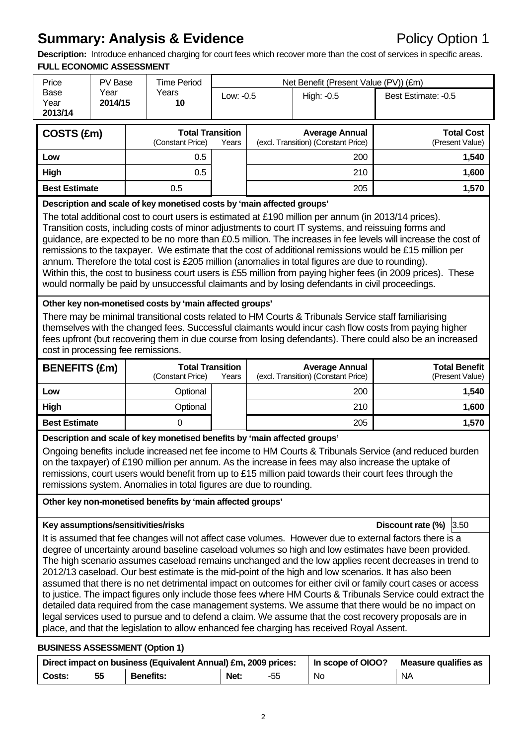# Summary: Analysis & Evidence

Policy Option 1

**Description:** Introduce enhanced charging for court fees which recover more than the cost of services in specific areas.

**FULL ECONOMIC ASSESSMENT**

| Price Base Year 2013/14 | PV Base Year **2014/15** | Time Period Years **10** | Net Benefit (Present Value (PV)) (£m) | | |
|---|---|---|---|---|---|
| | | | Low: -0.5 | High: -0.5 | Best Estimate: -0.5 |

| COSTS (£m) | Total Transition (Constant Price) | Years | Average Annual (excl. Transition) (Constant Price) | Total Cost (Present Value) |
|---|---|---|---|---|
| **Low** | 0.5 | | 200 | **1,540** |
| **High** | 0.5 | | 210 | **1,600** |
| **Best Estimate** | 0.5 | | 205 | **1,570** |

**Description and scale of key monetised costs by 'main affected groups'**

The total additional cost to court users is estimated at £190 million per annum (in 2013/14 prices). Transition costs, including costs of minor adjustments to court IT systems, and reissuing forms and guidance, are expected to be no more than £0.5 million. The increases in fee levels will increase the cost of remissions to the taxpayer. We estimate that the cost of additional remissions would be £15 million per annum. Therefore the total cost is £205 million (anomalies in total figures are due to rounding). Within this, the cost to business court users is £55 million from paying higher fees (in 2009 prices). These would normally be paid by unsuccessful claimants and by losing defendants in civil proceedings.

**Other key non-monetised costs by 'main affected groups'**

There may be minimal transitional costs related to HM Courts & Tribunals Service staff familiarising themselves with the changed fees. Successful claimants would incur cash flow costs from paying higher fees upfront (but recovering them in due course from losing defendants). There could also be an increased cost in processing fee remissions.

| BENEFITS (£m) | Total Transition (Constant Price) | Years | Average Annual (excl. Transition) (Constant Price) | Total Benefit (Present Value) |
|---|---|---|---|---|
| **Low** | Optional | | 200 | **1,540** |
| **High** | Optional | | 210 | **1,600** |
| **Best Estimate** | 0 | | 205 | **1,570** |

**Description and scale of key monetised benefits by 'main affected groups'**

Ongoing benefits include increased net fee income to HM Courts & Tribunals Service (and reduced burden on the taxpayer) of £190 million per annum. As the increase in fees may also increase the uptake of remissions, court users would benefit from up to £15 million paid towards their court fees through the remissions system. Anomalies in total figures are due to rounding.

**Other key non-monetised benefits by 'main affected groups'**

**Key assumptions/sensitivities/risks** — **Discount rate (%)** 3.50

It is assumed that fee changes will not affect case volumes. However due to external factors there is a degree of uncertainty around baseline caseload volumes so high and low estimates have been provided. The high scenario assumes caseload remains unchanged and the low applies recent decreases in trend to 2012/13 caseload. Our best estimate is the mid-point of the high and low scenarios. It has also been assumed that there is no net detrimental impact on outcomes for either civil or family court cases or access to justice. The impact figures only include those fees where HM Courts & Tribunals Service could extract the detailed data required from the case management systems. We assume that there would be no impact on legal services used to pursue and to defend a claim. We assume that the cost recovery proposals are in place, and that the legislation to allow enhanced fee charging has received Royal Assent.

**BUSINESS ASSESSMENT (Option 1)**

| Direct impact on business (Equivalent Annual) £m, 2009 prices: | | | | | | In scope of OIOO? | Measure qualifies as |
|---|---|---|---|---|---|---|---|
| **Costs:** | 55 | **Benefits:** | | **Net:** | -55 | No | NA |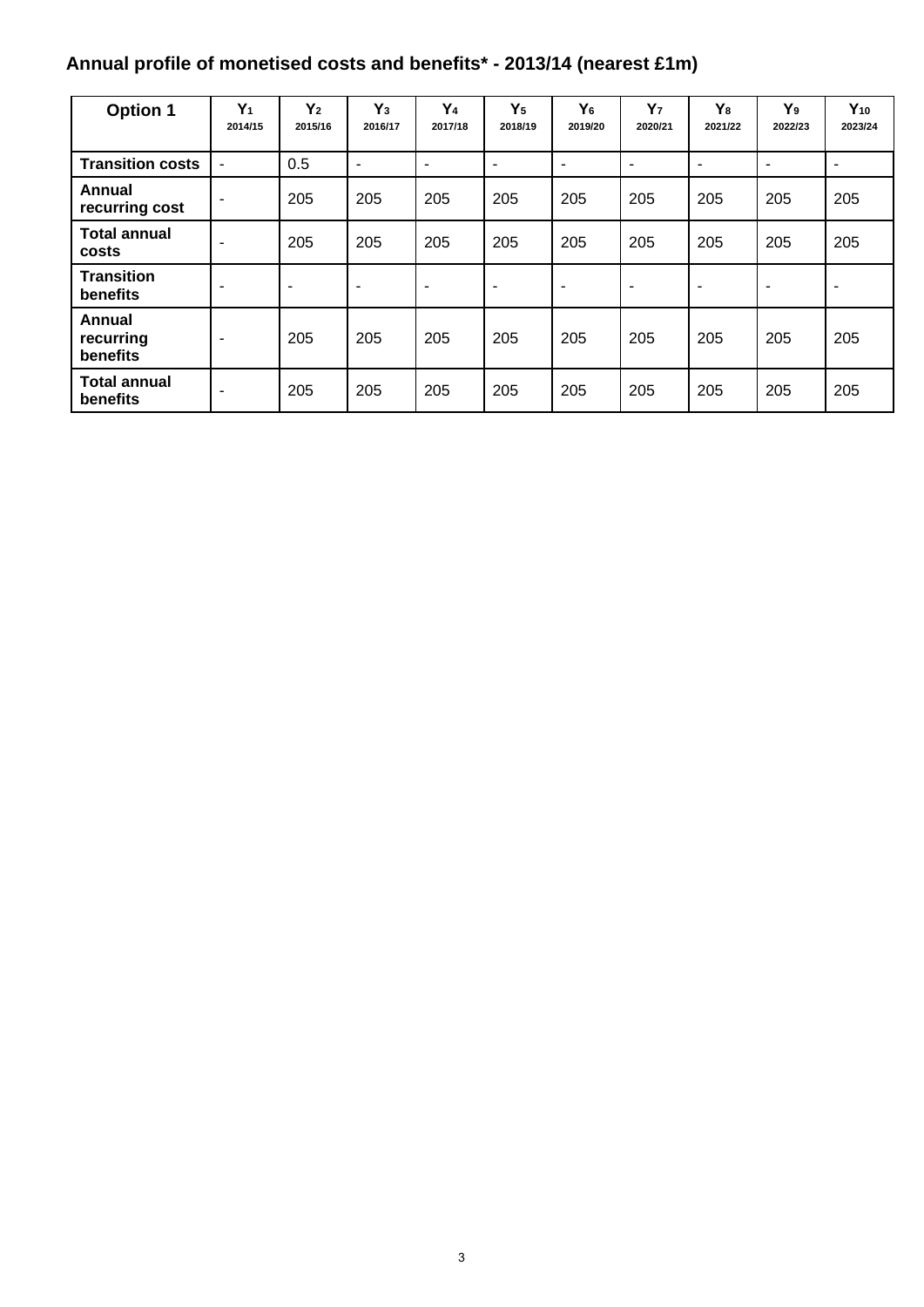## Annual profile of monetised costs and benefits* - 2013/14 (nearest £1m)

| Option 1 | $Y_1$ 2014/15 | $Y_2$ 2015/16 | $Y_3$ 2016/17 | $Y_4$ 2017/18 | $Y_5$ 2018/19 | $Y_6$ 2019/20 | $Y_7$ 2020/21 | $Y_8$ 2021/22 | $Y_9$ 2022/23 | $Y_{10}$ 2023/24 |
|---|---|---|---|---|---|---|---|---|---|---|
| **Transition costs** | - | 0.5 | - | - | - | - | - | - | - | - |
| **Annual recurring cost** | - | 205 | 205 | 205 | 205 | 205 | 205 | 205 | 205 | 205 |
| **Total annual costs** | - | 205 | 205 | 205 | 205 | 205 | 205 | 205 | 205 | 205 |
| **Transition benefits** | - | - | - | - | - | - | - | - | - | - |
| **Annual recurring benefits** | - | 205 | 205 | 205 | 205 | 205 | 205 | 205 | 205 | 205 |
| **Total annual benefits** | - | 205 | 205 | 205 | 205 | 205 | 205 | 205 | 205 | 205 |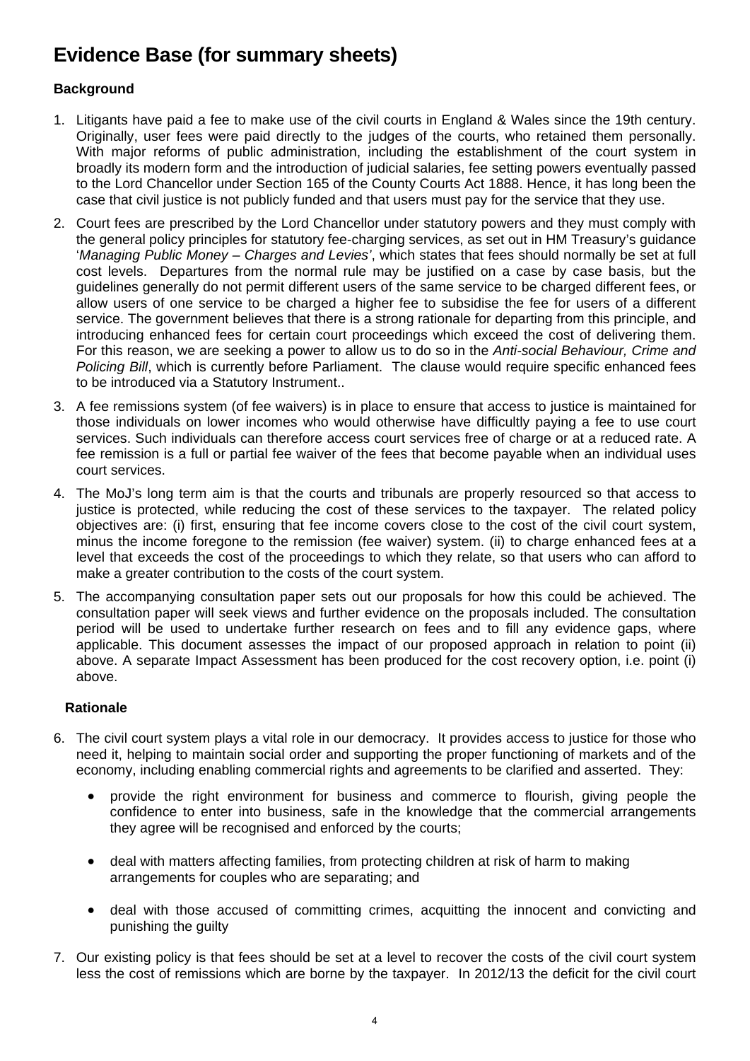# Evidence Base (for summary sheets)

### Background

1. Litigants have paid a fee to make use of the civil courts in England & Wales since the 19th century. Originally, user fees were paid directly to the judges of the courts, who retained them personally. With major reforms of public administration, including the establishment of the court system in broadly its modern form and the introduction of judicial salaries, fee setting powers eventually passed to the Lord Chancellor under Section 165 of the County Courts Act 1888. Hence, it has long been the case that civil justice is not publicly funded and that users must pay for the service that they use.
2. Court fees are prescribed by the Lord Chancellor under statutory powers and they must comply with the general policy principles for statutory fee-charging services, as set out in HM Treasury's guidance '*Managing Public Money – Charges and Levies'*, which states that fees should normally be set at full cost levels. Departures from the normal rule may be justified on a case by case basis, but the guidelines generally do not permit different users of the same service to be charged different fees, or allow users of one service to be charged a higher fee to subsidise the fee for users of a different service. The government believes that there is a strong rationale for departing from this principle, and introducing enhanced fees for certain court proceedings which exceed the cost of delivering them. For this reason, we are seeking a power to allow us to do so in the *Anti-social Behaviour, Crime and Policing Bill*, which is currently before Parliament. The clause would require specific enhanced fees to be introduced via a Statutory Instrument..
3. A fee remissions system (of fee waivers) is in place to ensure that access to justice is maintained for those individuals on lower incomes who would otherwise have difficultly paying a fee to use court services. Such individuals can therefore access court services free of charge or at a reduced rate. A fee remission is a full or partial fee waiver of the fees that become payable when an individual uses court services.
4. The MoJ's long term aim is that the courts and tribunals are properly resourced so that access to justice is protected, while reducing the cost of these services to the taxpayer. The related policy objectives are: (i) first, ensuring that fee income covers close to the cost of the civil court system, minus the income foregone to the remission (fee waiver) system. (ii) to charge enhanced fees at a level that exceeds the cost of the proceedings to which they relate, so that users who can afford to make a greater contribution to the costs of the court system.
5. The accompanying consultation paper sets out our proposals for how this could be achieved. The consultation paper will seek views and further evidence on the proposals included. The consultation period will be used to undertake further research on fees and to fill any evidence gaps, where applicable. This document assesses the impact of our proposed approach in relation to point (ii) above. A separate Impact Assessment has been produced for the cost recovery option, i.e. point (i) above.

### Rationale

6. The civil court system plays a vital role in our democracy. It provides access to justice for those who need it, helping to maintain social order and supporting the proper functioning of markets and of the economy, including enabling commercial rights and agreements to be clarified and asserted. They:
   - provide the right environment for business and commerce to flourish, giving people the confidence to enter into business, safe in the knowledge that the commercial arrangements they agree will be recognised and enforced by the courts;
   - deal with matters affecting families, from protecting children at risk of harm to making arrangements for couples who are separating; and
   - deal with those accused of committing crimes, acquitting the innocent and convicting and punishing the guilty
7. Our existing policy is that fees should be set at a level to recover the costs of the civil court system less the cost of remissions which are borne by the taxpayer. In 2012/13 the deficit for the civil court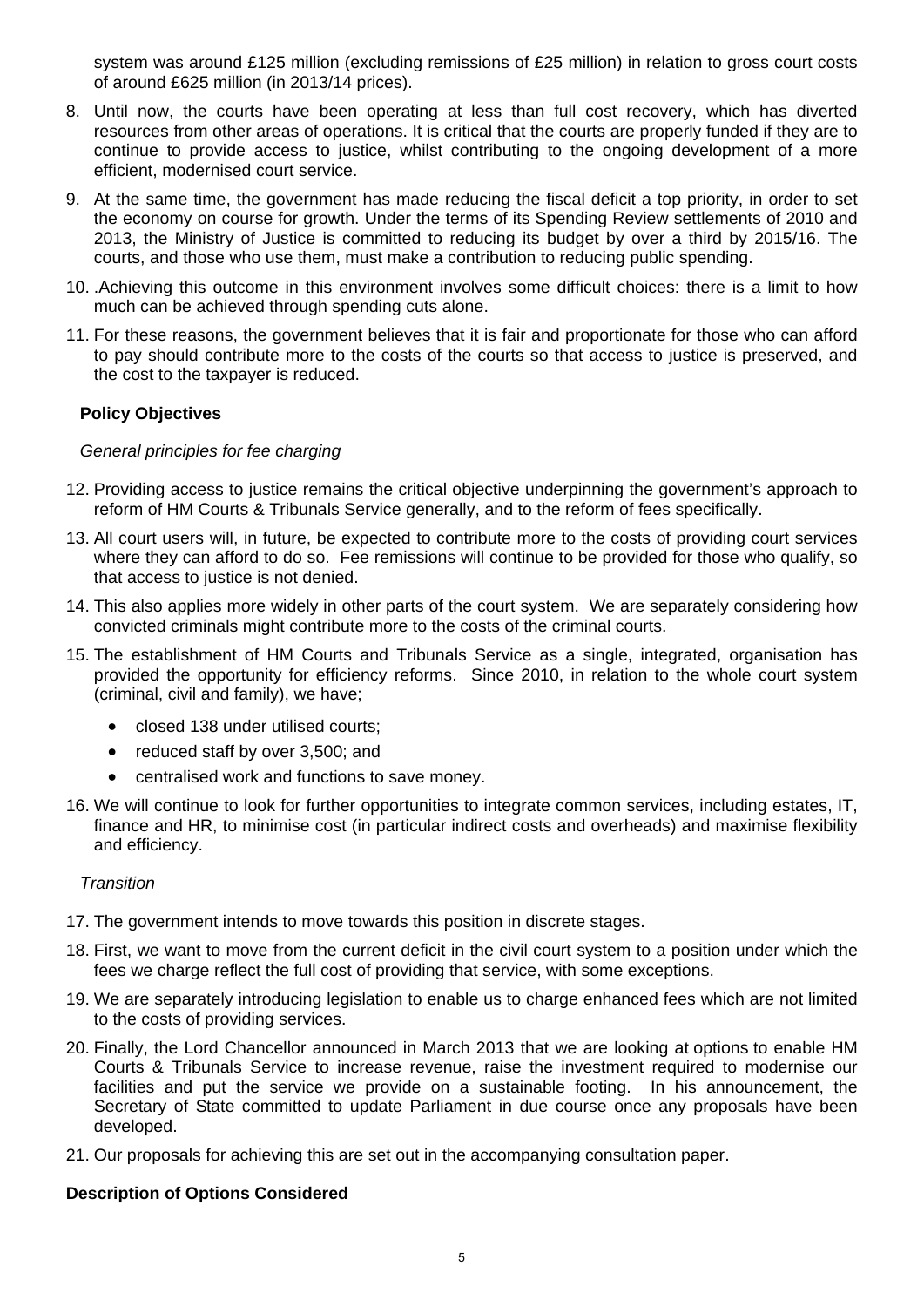system was around £125 million (excluding remissions of £25 million) in relation to gross court costs of around £625 million (in 2013/14 prices).

8. Until now, the courts have been operating at less than full cost recovery, which has diverted resources from other areas of operations. It is critical that the courts are properly funded if they are to continue to provide access to justice, whilst contributing to the ongoing development of a more efficient, modernised court service.

9. At the same time, the government has made reducing the fiscal deficit a top priority, in order to set the economy on course for growth. Under the terms of its Spending Review settlements of 2010 and 2013, the Ministry of Justice is committed to reducing its budget by over a third by 2015/16. The courts, and those who use them, must make a contribution to reducing public spending.

10. .Achieving this outcome in this environment involves some difficult choices: there is a limit to how much can be achieved through spending cuts alone.

11. For these reasons, the government believes that it is fair and proportionate for those who can afford to pay should contribute more to the costs of the courts so that access to justice is preserved, and the cost to the taxpayer is reduced.

**Policy Objectives**

*General principles for fee charging*

12. Providing access to justice remains the critical objective underpinning the government's approach to reform of HM Courts & Tribunals Service generally, and to the reform of fees specifically.

13. All court users will, in future, be expected to contribute more to the costs of providing court services where they can afford to do so. Fee remissions will continue to be provided for those who qualify, so that access to justice is not denied.

14. This also applies more widely in other parts of the court system. We are separately considering how convicted criminals might contribute more to the costs of the criminal courts.

15. The establishment of HM Courts and Tribunals Service as a single, integrated, organisation has provided the opportunity for efficiency reforms. Since 2010, in relation to the whole court system (criminal, civil and family), we have;
    - closed 138 under utilised courts;
    - reduced staff by over 3,500; and
    - centralised work and functions to save money.

16. We will continue to look for further opportunities to integrate common services, including estates, IT, finance and HR, to minimise cost (in particular indirect costs and overheads) and maximise flexibility and efficiency.

*Transition*

17. The government intends to move towards this position in discrete stages.

18. First, we want to move from the current deficit in the civil court system to a position under which the fees we charge reflect the full cost of providing that service, with some exceptions.

19. We are separately introducing legislation to enable us to charge enhanced fees which are not limited to the costs of providing services.

20. Finally, the Lord Chancellor announced in March 2013 that we are looking at options to enable HM Courts & Tribunals Service to increase revenue, raise the investment required to modernise our facilities and put the service we provide on a sustainable footing. In his announcement, the Secretary of State committed to update Parliament in due course once any proposals have been developed.

21. Our proposals for achieving this are set out in the accompanying consultation paper.

**Description of Options Considered**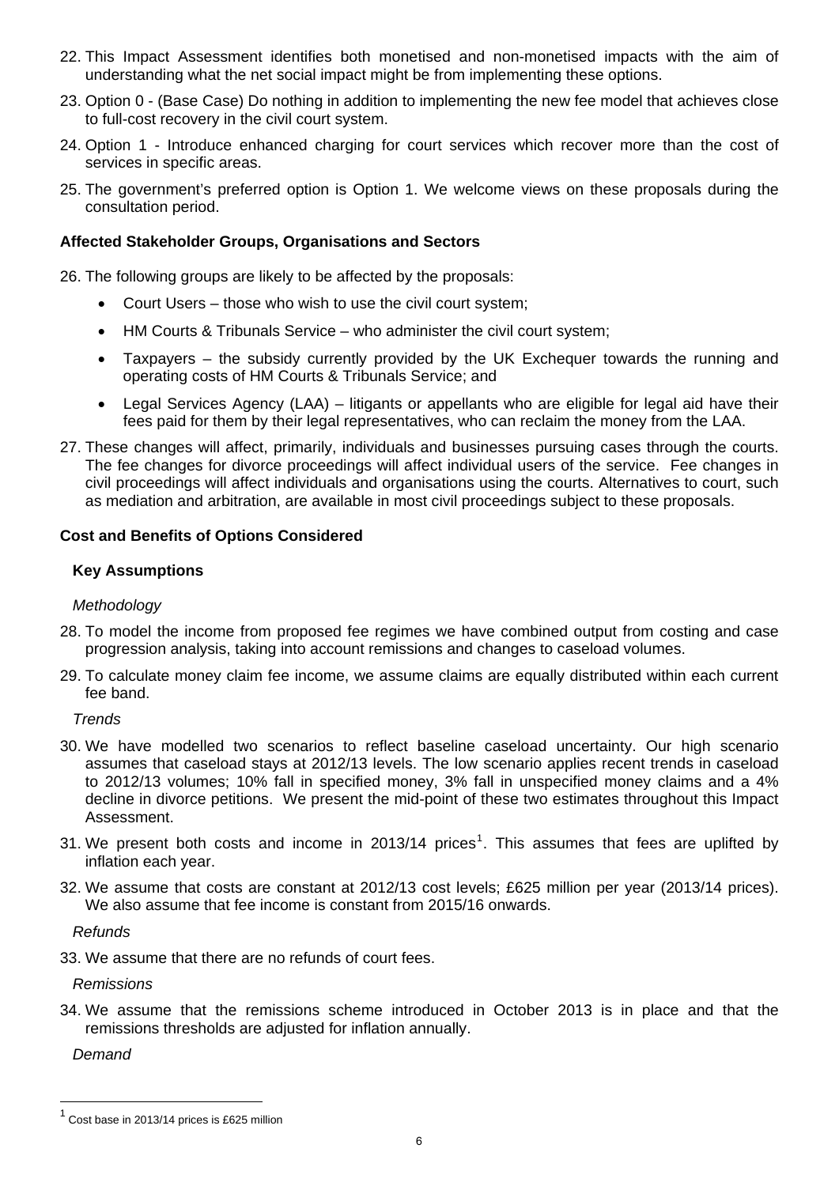22. This Impact Assessment identifies both monetised and non-monetised impacts with the aim of understanding what the net social impact might be from implementing these options.

23. Option 0 - (Base Case) Do nothing in addition to implementing the new fee model that achieves close to full-cost recovery in the civil court system.

24. Option 1 - Introduce enhanced charging for court services which recover more than the cost of services in specific areas.

25. The government's preferred option is Option 1. We welcome views on these proposals during the consultation period.

**Affected Stakeholder Groups, Organisations and Sectors**

26. The following groups are likely to be affected by the proposals:

    - Court Users – those who wish to use the civil court system;
    - HM Courts & Tribunals Service – who administer the civil court system;
    - Taxpayers – the subsidy currently provided by the UK Exchequer towards the running and operating costs of HM Courts & Tribunals Service; and
    - Legal Services Agency (LAA) – litigants or appellants who are eligible for legal aid have their fees paid for them by their legal representatives, who can reclaim the money from the LAA.

27. These changes will affect, primarily, individuals and businesses pursuing cases through the courts. The fee changes for divorce proceedings will affect individual users of the service. Fee changes in civil proceedings will affect individuals and organisations using the courts. Alternatives to court, such as mediation and arbitration, are available in most civil proceedings subject to these proposals.

**Cost and Benefits of Options Considered**

**Key Assumptions**

*Methodology*

28. To model the income from proposed fee regimes we have combined output from costing and case progression analysis, taking into account remissions and changes to caseload volumes.

29. To calculate money claim fee income, we assume claims are equally distributed within each current fee band.

*Trends*

30. We have modelled two scenarios to reflect baseline caseload uncertainty. Our high scenario assumes that caseload stays at 2012/13 levels. The low scenario applies recent trends in caseload to 2012/13 volumes; 10% fall in specified money, 3% fall in unspecified money claims and a 4% decline in divorce petitions. We present the mid-point of these two estimates throughout this Impact Assessment.

31. We present both costs and income in 2013/14 prices[1]. This assumes that fees are uplifted by inflation each year.

32. We assume that costs are constant at 2012/13 cost levels; £625 million per year (2013/14 prices). We also assume that fee income is constant from 2015/16 onwards.

*Refunds*

33. We assume that there are no refunds of court fees.

*Remissions*

34. We assume that the remissions scheme introduced in October 2013 is in place and that the remissions thresholds are adjusted for inflation annually.

*Demand*

[1] Cost base in 2013/14 prices is £625 million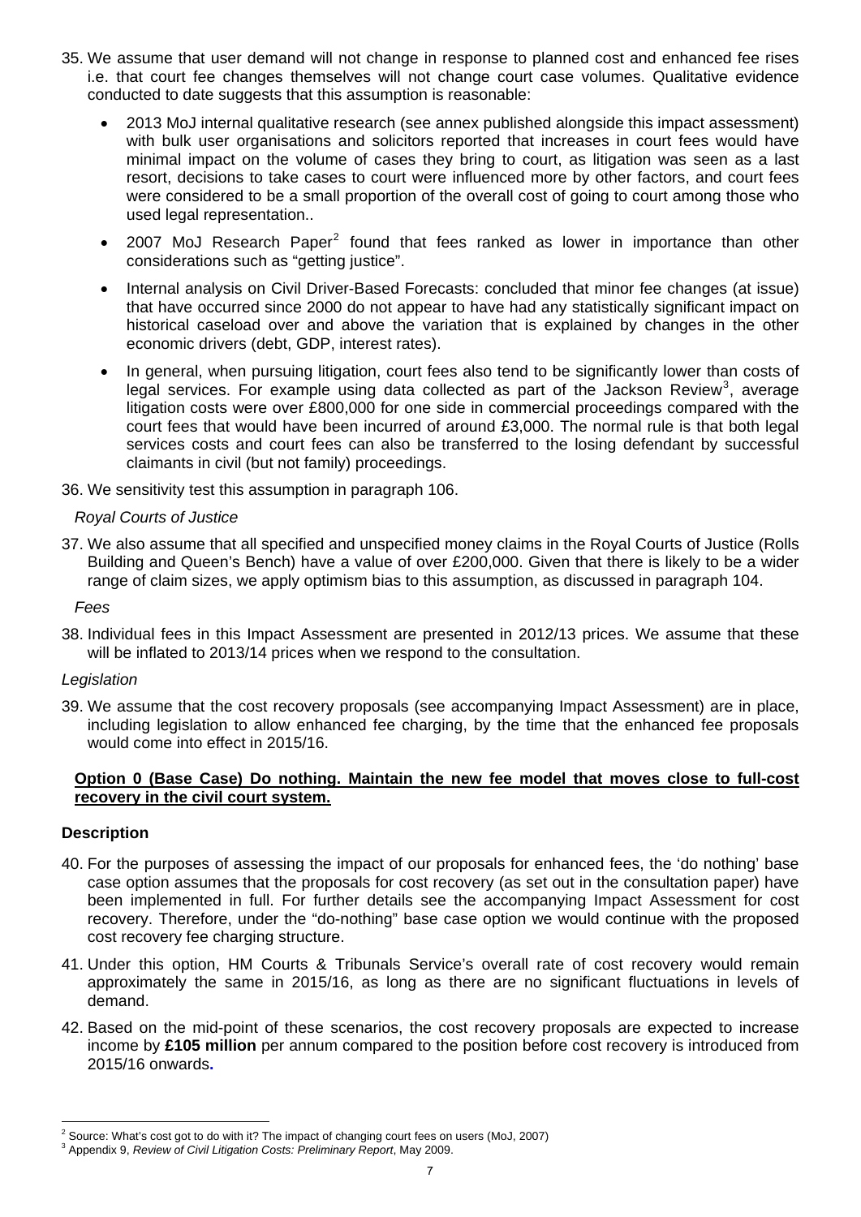35. We assume that user demand will not change in response to planned cost and enhanced fee rises i.e. that court fee changes themselves will not change court case volumes. Qualitative evidence conducted to date suggests that this assumption is reasonable:

    - 2013 MoJ internal qualitative research (see annex published alongside this impact assessment) with bulk user organisations and solicitors reported that increases in court fees would have minimal impact on the volume of cases they bring to court, as litigation was seen as a last resort, decisions to take cases to court were influenced more by other factors, and court fees were considered to be a small proportion of the overall cost of going to court among those who used legal representation..
    - 2007 MoJ Research Paper[2] found that fees ranked as lower in importance than other considerations such as "getting justice".
    - Internal analysis on Civil Driver-Based Forecasts: concluded that minor fee changes (at issue) that have occurred since 2000 do not appear to have had any statistically significant impact on historical caseload over and above the variation that is explained by changes in the other economic drivers (debt, GDP, interest rates).
    - In general, when pursuing litigation, court fees also tend to be significantly lower than costs of legal services. For example using data collected as part of the Jackson Review[3], average litigation costs were over £800,000 for one side in commercial proceedings compared with the court fees that would have been incurred of around £3,000. The normal rule is that both legal services costs and court fees can also be transferred to the losing defendant by successful claimants in civil (but not family) proceedings.

36. We sensitivity test this assumption in paragraph 106.

*Royal Courts of Justice*

37. We also assume that all specified and unspecified money claims in the Royal Courts of Justice (Rolls Building and Queen's Bench) have a value of over £200,000. Given that there is likely to be a wider range of claim sizes, we apply optimism bias to this assumption, as discussed in paragraph 104.

*Fees*

38. Individual fees in this Impact Assessment are presented in 2012/13 prices. We assume that these will be inflated to 2013/14 prices when we respond to the consultation.

*Legislation*

39. We assume that the cost recovery proposals (see accompanying Impact Assessment) are in place, including legislation to allow enhanced fee charging, by the time that the enhanced fee proposals would come into effect in 2015/16.

**Option 0 (Base Case) Do nothing. Maintain the new fee model that moves close to full-cost recovery in the civil court system.**

**Description**

40. For the purposes of assessing the impact of our proposals for enhanced fees, the 'do nothing' base case option assumes that the proposals for cost recovery (as set out in the consultation paper) have been implemented in full. For further details see the accompanying Impact Assessment for cost recovery. Therefore, under the "do-nothing" base case option we would continue with the proposed cost recovery fee charging structure.

41. Under this option, HM Courts & Tribunals Service's overall rate of cost recovery would remain approximately the same in 2015/16, as long as there are no significant fluctuations in levels of demand.

42. Based on the mid-point of these scenarios, the cost recovery proposals are expected to increase income by **£105 million** per annum compared to the position before cost recovery is introduced from 2015/16 onwards.

---

[2] Source: What's cost got to do with it? The impact of changing court fees on users (MoJ, 2007)

[3] Appendix 9, *Review of Civil Litigation Costs: Preliminary Report*, May 2009.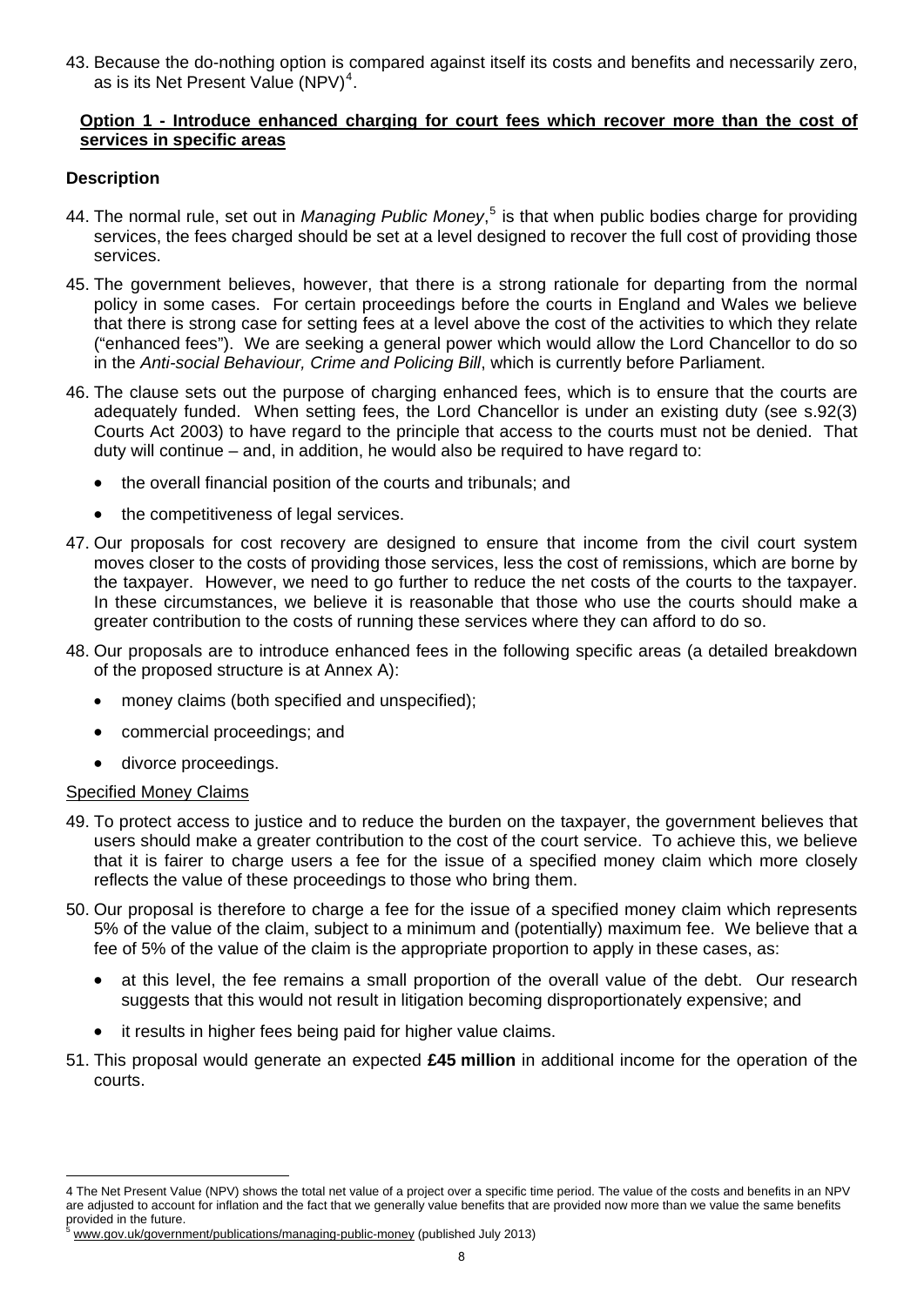43. Because the do-nothing option is compared against itself its costs and benefits and necessarily zero, as is its Net Present Value (NPV)[4].

**Option 1 - Introduce enhanced charging for court fees which recover more than the cost of services in specific areas**

**Description**

44. The normal rule, set out in *Managing Public Money*,[5] is that when public bodies charge for providing services, the fees charged should be set at a level designed to recover the full cost of providing those services.

45. The government believes, however, that there is a strong rationale for departing from the normal policy in some cases. For certain proceedings before the courts in England and Wales we believe that there is strong case for setting fees at a level above the cost of the activities to which they relate ("enhanced fees"). We are seeking a general power which would allow the Lord Chancellor to do so in the *Anti-social Behaviour, Crime and Policing Bill*, which is currently before Parliament.

46. The clause sets out the purpose of charging enhanced fees, which is to ensure that the courts are adequately funded. When setting fees, the Lord Chancellor is under an existing duty (see s.92(3) Courts Act 2003) to have regard to the principle that access to the courts must not be denied. That duty will continue – and, in addition, he would also be required to have regard to:
    - the overall financial position of the courts and tribunals; and
    - the competitiveness of legal services.

47. Our proposals for cost recovery are designed to ensure that income from the civil court system moves closer to the costs of providing those services, less the cost of remissions, which are borne by the taxpayer. However, we need to go further to reduce the net costs of the courts to the taxpayer. In these circumstances, we believe it is reasonable that those who use the courts should make a greater contribution to the costs of running these services where they can afford to do so.

48. Our proposals are to introduce enhanced fees in the following specific areas (a detailed breakdown of the proposed structure is at Annex A):
    - money claims (both specified and unspecified);
    - commercial proceedings; and
    - divorce proceedings.

Specified Money Claims

49. To protect access to justice and to reduce the burden on the taxpayer, the government believes that users should make a greater contribution to the cost of the court service. To achieve this, we believe that it is fairer to charge users a fee for the issue of a specified money claim which more closely reflects the value of these proceedings to those who bring them.

50. Our proposal is therefore to charge a fee for the issue of a specified money claim which represents 5% of the value of the claim, subject to a minimum and (potentially) maximum fee. We believe that a fee of 5% of the value of the claim is the appropriate proportion to apply in these cases, as:
    - at this level, the fee remains a small proportion of the overall value of the debt. Our research suggests that this would not result in litigation becoming disproportionately expensive; and
    - it results in higher fees being paid for higher value claims.

51. This proposal would generate an expected **£45 million** in additional income for the operation of the courts.

---

4 The Net Present Value (NPV) shows the total net value of a project over a specific time period. The value of the costs and benefits in an NPV are adjusted to account for inflation and the fact that we generally value benefits that are provided now more than we value the same benefits provided in the future.

5 www.gov.uk/government/publications/managing-public-money (published July 2013)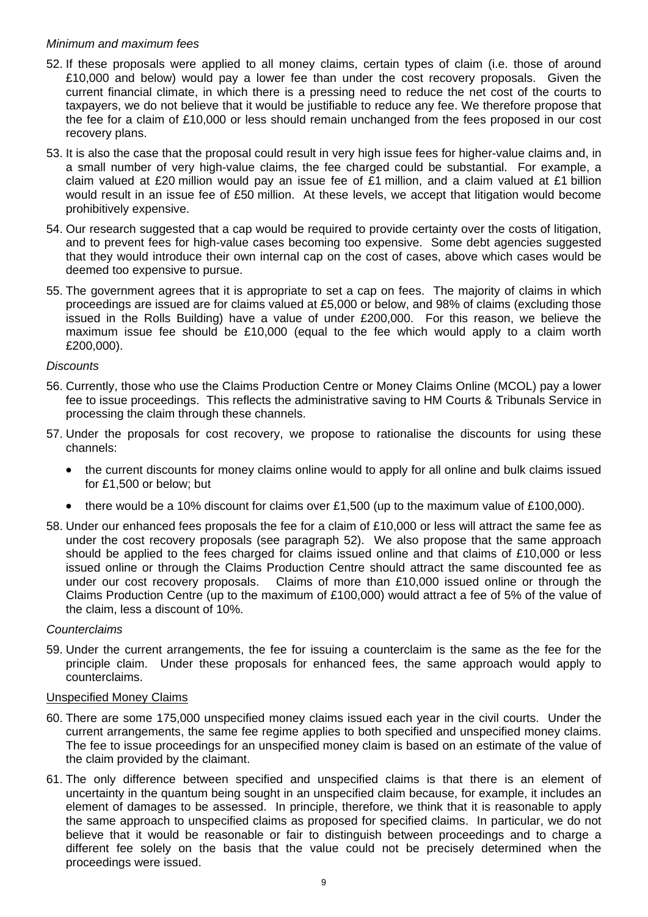*Minimum and maximum fees*

52. If these proposals were applied to all money claims, certain types of claim (i.e. those of around £10,000 and below) would pay a lower fee than under the cost recovery proposals. Given the current financial climate, in which there is a pressing need to reduce the net cost of the courts to taxpayers, we do not believe that it would be justifiable to reduce any fee. We therefore propose that the fee for a claim of £10,000 or less should remain unchanged from the fees proposed in our cost recovery plans.

53. It is also the case that the proposal could result in very high issue fees for higher-value claims and, in a small number of very high-value claims, the fee charged could be substantial. For example, a claim valued at £20 million would pay an issue fee of £1 million, and a claim valued at £1 billion would result in an issue fee of £50 million. At these levels, we accept that litigation would become prohibitively expensive.

54. Our research suggested that a cap would be required to provide certainty over the costs of litigation, and to prevent fees for high-value cases becoming too expensive. Some debt agencies suggested that they would introduce their own internal cap on the cost of cases, above which cases would be deemed too expensive to pursue.

55. The government agrees that it is appropriate to set a cap on fees. The majority of claims in which proceedings are issued are for claims valued at £5,000 or below, and 98% of claims (excluding those issued in the Rolls Building) have a value of under £200,000. For this reason, we believe the maximum issue fee should be £10,000 (equal to the fee which would apply to a claim worth £200,000).

*Discounts*

56. Currently, those who use the Claims Production Centre or Money Claims Online (MCOL) pay a lower fee to issue proceedings. This reflects the administrative saving to HM Courts & Tribunals Service in processing the claim through these channels.

57. Under the proposals for cost recovery, we propose to rationalise the discounts for using these channels:

    - the current discounts for money claims online would to apply for all online and bulk claims issued for £1,500 or below; but
    - there would be a 10% discount for claims over £1,500 (up to the maximum value of £100,000).

58. Under our enhanced fees proposals the fee for a claim of £10,000 or less will attract the same fee as under the cost recovery proposals (see paragraph 52). We also propose that the same approach should be applied to the fees charged for claims issued online and that claims of £10,000 or less issued online or through the Claims Production Centre should attract the same discounted fee as under our cost recovery proposals. Claims of more than £10,000 issued online or through the Claims Production Centre (up to the maximum of £100,000) would attract a fee of 5% of the value of the claim, less a discount of 10%.

*Counterclaims*

59. Under the current arrangements, the fee for issuing a counterclaim is the same as the fee for the principle claim. Under these proposals for enhanced fees, the same approach would apply to counterclaims.

Unspecified Money Claims

60. There are some 175,000 unspecified money claims issued each year in the civil courts. Under the current arrangements, the same fee regime applies to both specified and unspecified money claims. The fee to issue proceedings for an unspecified money claim is based on an estimate of the value of the claim provided by the claimant.

61. The only difference between specified and unspecified claims is that there is an element of uncertainty in the quantum being sought in an unspecified claim because, for example, it includes an element of damages to be assessed. In principle, therefore, we think that it is reasonable to apply the same approach to unspecified claims as proposed for specified claims. In particular, we do not believe that it would be reasonable or fair to distinguish between proceedings and to charge a different fee solely on the basis that the value could not be precisely determined when the proceedings were issued.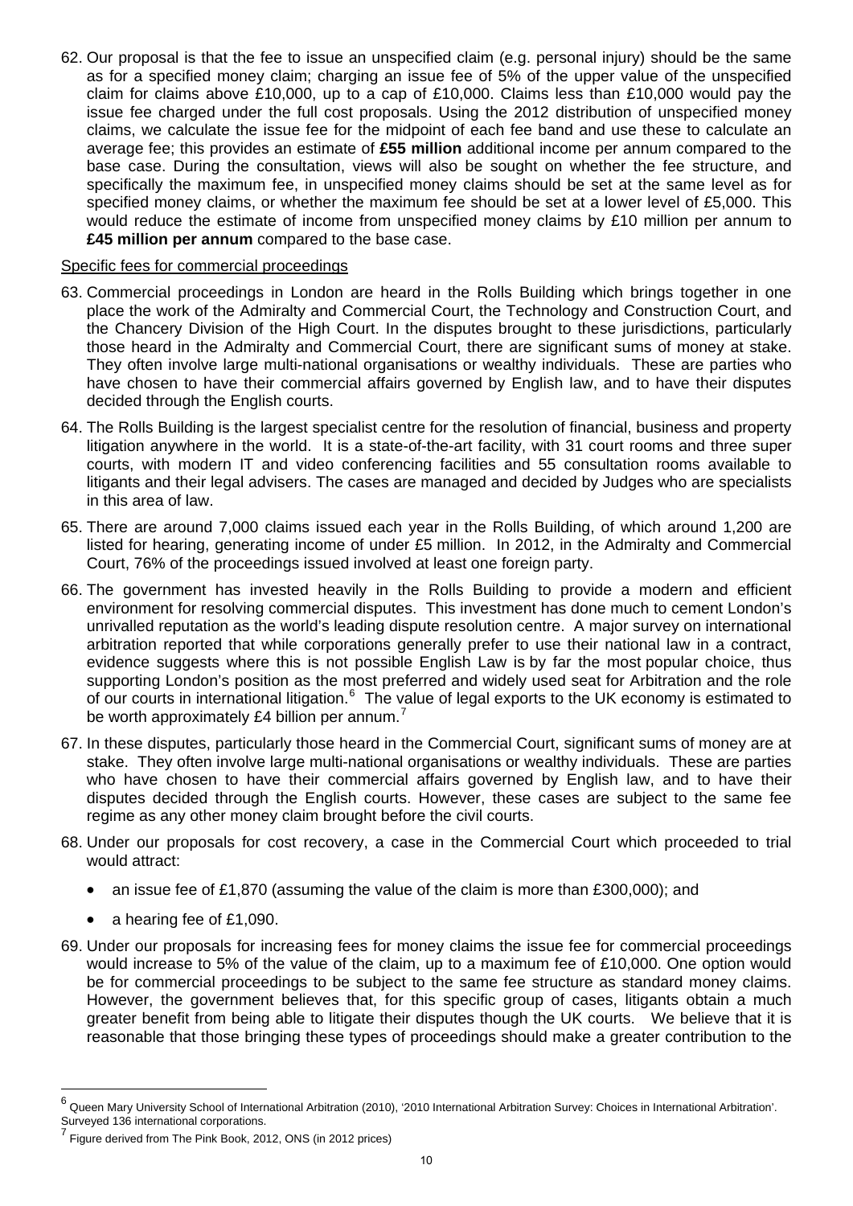62. Our proposal is that the fee to issue an unspecified claim (e.g. personal injury) should be the same as for a specified money claim; charging an issue fee of 5% of the upper value of the unspecified claim for claims above £10,000, up to a cap of £10,000. Claims less than £10,000 would pay the issue fee charged under the full cost proposals. Using the 2012 distribution of unspecified money claims, we calculate the issue fee for the midpoint of each fee band and use these to calculate an average fee; this provides an estimate of **£55 million** additional income per annum compared to the base case. During the consultation, views will also be sought on whether the fee structure, and specifically the maximum fee, in unspecified money claims should be set at the same level as for specified money claims, or whether the maximum fee should be set at a lower level of £5,000. This would reduce the estimate of income from unspecified money claims by £10 million per annum to **£45 million per annum** compared to the base case.

Specific fees for commercial proceedings

63. Commercial proceedings in London are heard in the Rolls Building which brings together in one place the work of the Admiralty and Commercial Court, the Technology and Construction Court, and the Chancery Division of the High Court. In the disputes brought to these jurisdictions, particularly those heard in the Admiralty and Commercial Court, there are significant sums of money at stake. They often involve large multi-national organisations or wealthy individuals. These are parties who have chosen to have their commercial affairs governed by English law, and to have their disputes decided through the English courts.

64. The Rolls Building is the largest specialist centre for the resolution of financial, business and property litigation anywhere in the world. It is a state-of-the-art facility, with 31 court rooms and three super courts, with modern IT and video conferencing facilities and 55 consultation rooms available to litigants and their legal advisers. The cases are managed and decided by Judges who are specialists in this area of law.

65. There are around 7,000 claims issued each year in the Rolls Building, of which around 1,200 are listed for hearing, generating income of under £5 million. In 2012, in the Admiralty and Commercial Court, 76% of the proceedings issued involved at least one foreign party.

66. The government has invested heavily in the Rolls Building to provide a modern and efficient environment for resolving commercial disputes. This investment has done much to cement London's unrivalled reputation as the world's leading dispute resolution centre. A major survey on international arbitration reported that while corporations generally prefer to use their national law in a contract, evidence suggests where this is not possible English Law is by far the most popular choice, thus supporting London's position as the most preferred and widely used seat for Arbitration and the role of our courts in international litigation.[6] The value of legal exports to the UK economy is estimated to be worth approximately £4 billion per annum.[7]

67. In these disputes, particularly those heard in the Commercial Court, significant sums of money are at stake. They often involve large multi-national organisations or wealthy individuals. These are parties who have chosen to have their commercial affairs governed by English law, and to have their disputes decided through the English courts. However, these cases are subject to the same fee regime as any other money claim brought before the civil courts.

68. Under our proposals for cost recovery, a case in the Commercial Court which proceeded to trial would attract:
    - an issue fee of £1,870 (assuming the value of the claim is more than £300,000); and
    - a hearing fee of £1,090.

69. Under our proposals for increasing fees for money claims the issue fee for commercial proceedings would increase to 5% of the value of the claim, up to a maximum fee of £10,000. One option would be for commercial proceedings to be subject to the same fee structure as standard money claims. However, the government believes that, for this specific group of cases, litigants obtain a much greater benefit from being able to litigate their disputes though the UK courts. We believe that it is reasonable that those bringing these types of proceedings should make a greater contribution to the

---

[6] Queen Mary University School of International Arbitration (2010), '2010 International Arbitration Survey: Choices in International Arbitration'. Surveyed 136 international corporations.

[7] Figure derived from The Pink Book, 2012, ONS (in 2012 prices)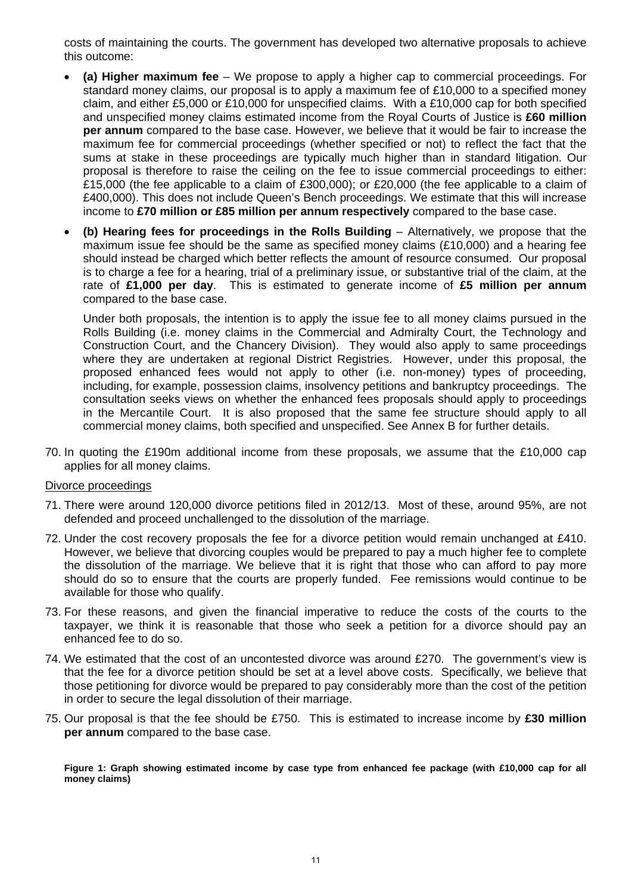costs of maintaining the courts. The government has developed two alternative proposals to achieve this outcome:

- **(a) Higher maximum fee** – We propose to apply a higher cap to commercial proceedings. For standard money claims, our proposal is to apply a maximum fee of £10,000 to a specified money claim, and either £5,000 or £10,000 for unspecified claims. With a £10,000 cap for both specified and unspecified money claims estimated income from the Royal Courts of Justice is **£60 million per annum** compared to the base case. However, we believe that it would be fair to increase the maximum fee for commercial proceedings (whether specified or not) to reflect the fact that the sums at stake in these proceedings are typically much higher than in standard litigation. Our proposal is therefore to raise the ceiling on the fee to issue commercial proceedings to either: £15,000 (the fee applicable to a claim of £300,000); or £20,000 (the fee applicable to a claim of £400,000). This does not include Queen's Bench proceedings. We estimate that this will increase income to **£70 million or £85 million per annum respectively** compared to the base case.

- **(b) Hearing fees for proceedings in the Rolls Building** – Alternatively, we propose that the maximum issue fee should be the same as specified money claims (£10,000) and a hearing fee should instead be charged which better reflects the amount of resource consumed. Our proposal is to charge a fee for a hearing, trial of a preliminary issue, or substantive trial of the claim, at the rate of **£1,000 per day**. This is estimated to generate income of **£5 million per annum** compared to the base case.

  Under both proposals, the intention is to apply the issue fee to all money claims pursued in the Rolls Building (i.e. money claims in the Commercial and Admiralty Court, the Technology and Construction Court, and the Chancery Division). They would also apply to same proceedings where they are undertaken at regional District Registries. However, under this proposal, the proposed enhanced fees would not apply to other (i.e. non-money) types of proceeding, including, for example, possession claims, insolvency petitions and bankruptcy proceedings. The consultation seeks views on whether the enhanced fees proposals should apply to proceedings in the Mercantile Court. It is also proposed that the same fee structure should apply to all commercial money claims, both specified and unspecified. See Annex B for further details.

70. In quoting the £190m additional income from these proposals, we assume that the £10,000 cap applies for all money claims.

Divorce proceedings

71. There were around 120,000 divorce petitions filed in 2012/13. Most of these, around 95%, are not defended and proceed unchallenged to the dissolution of the marriage.

72. Under the cost recovery proposals the fee for a divorce petition would remain unchanged at £410. However, we believe that divorcing couples would be prepared to pay a much higher fee to complete the dissolution of the marriage. We believe that it is right that those who can afford to pay more should do so to ensure that the courts are properly funded. Fee remissions would continue to be available for those who qualify.

73. For these reasons, and given the financial imperative to reduce the costs of the courts to the taxpayer, we think it is reasonable that those who seek a petition for a divorce should pay an enhanced fee to do so.

74. We estimated that the cost of an uncontested divorce was around £270. The government's view is that the fee for a divorce petition should be set at a level above costs. Specifically, we believe that those petitioning for divorce would be prepared to pay considerably more than the cost of the petition in order to secure the legal dissolution of their marriage.

75. Our proposal is that the fee should be £750. This is estimated to increase income by **£30 million per annum** compared to the base case.

**Figure 1: Graph showing estimated income by case type from enhanced fee package (with £10,000 cap for all money claims)**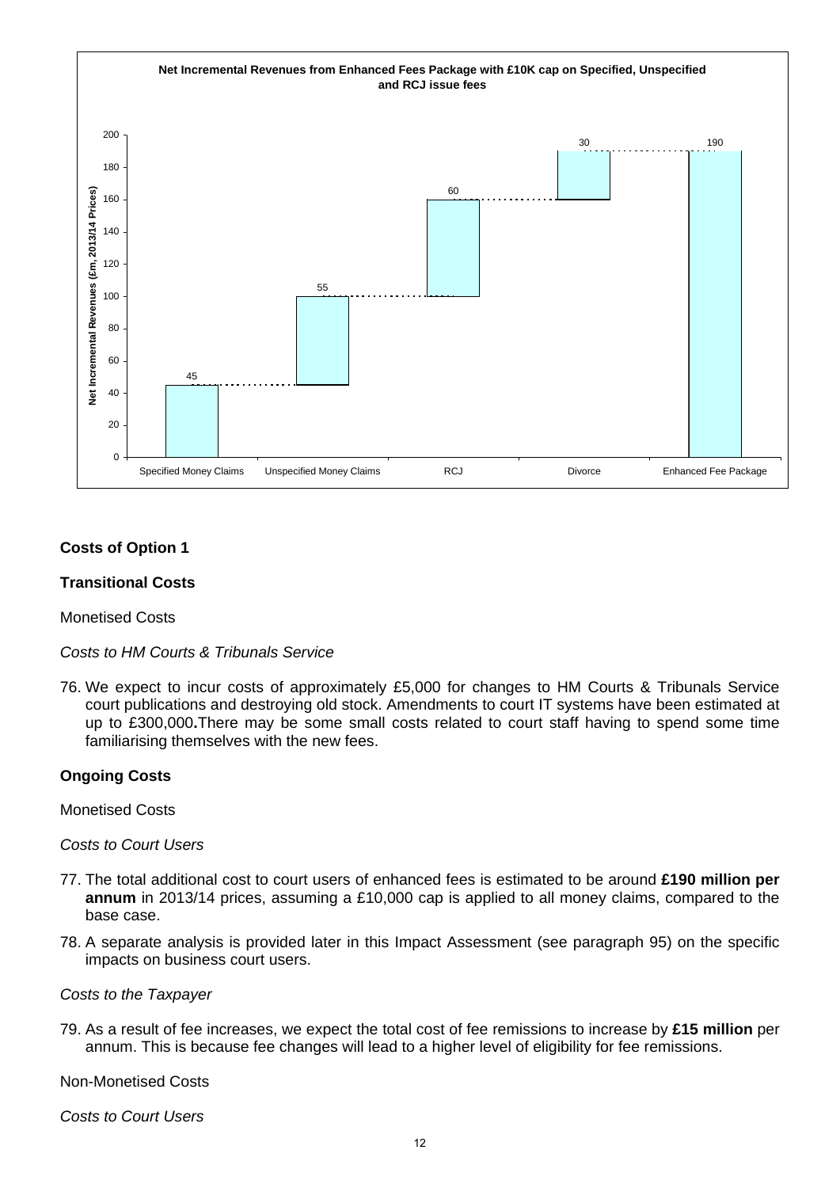**Net Incremental Revenues from Enhanced Fees Package with £10K cap on Specified, Unspecified and RCJ issue fees**

| | Net Incremental Revenues (£m, 2013/14 Prices) |
|---|---|
| Specified Money Claims | 45 |
| Unspecified Money Claims | 55 |
| RCJ | 60 |
| Divorce | 30 |
| Enhanced Fee Package | 190 |

### Costs of Option 1

### Transitional Costs

Monetised Costs

*Costs to HM Courts & Tribunals Service*

76. We expect to incur costs of approximately £5,000 for changes to HM Courts & Tribunals Service court publications and destroying old stock. Amendments to court IT systems have been estimated at up to £300,000**.**There may be some small costs related to court staff having to spend some time familiarising themselves with the new fees.

### Ongoing Costs

Monetised Costs

*Costs to Court Users*

77. The total additional cost to court users of enhanced fees is estimated to be around **£190 million per annum** in 2013/14 prices, assuming a £10,000 cap is applied to all money claims, compared to the base case.

78. A separate analysis is provided later in this Impact Assessment (see paragraph 95) on the specific impacts on business court users.

*Costs to the Taxpayer*

79. As a result of fee increases, we expect the total cost of fee remissions to increase by **£15 million** per annum. This is because fee changes will lead to a higher level of eligibility for fee remissions.

Non-Monetised Costs

*Costs to Court Users*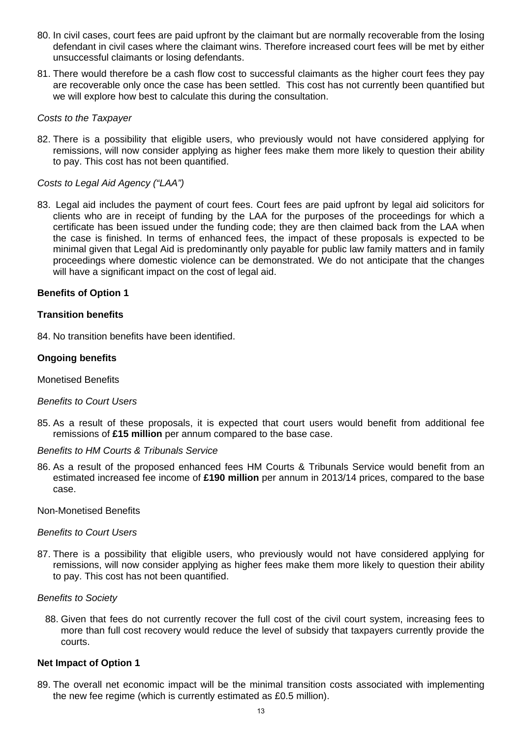80. In civil cases, court fees are paid upfront by the claimant but are normally recoverable from the losing defendant in civil cases where the claimant wins. Therefore increased court fees will be met by either unsuccessful claimants or losing defendants.

81. There would therefore be a cash flow cost to successful claimants as the higher court fees they pay are recoverable only once the case has been settled. This cost has not currently been quantified but we will explore how best to calculate this during the consultation.

*Costs to the Taxpayer*

82. There is a possibility that eligible users, who previously would not have considered applying for remissions, will now consider applying as higher fees make them more likely to question their ability to pay. This cost has not been quantified.

*Costs to Legal Aid Agency ("LAA")*

83. Legal aid includes the payment of court fees. Court fees are paid upfront by legal aid solicitors for clients who are in receipt of funding by the LAA for the purposes of the proceedings for which a certificate has been issued under the funding code; they are then claimed back from the LAA when the case is finished. In terms of enhanced fees, the impact of these proposals is expected to be minimal given that Legal Aid is predominantly only payable for public law family matters and in family proceedings where domestic violence can be demonstrated. We do not anticipate that the changes will have a significant impact on the cost of legal aid.

**Benefits of Option 1**

**Transition benefits**

84. No transition benefits have been identified.

**Ongoing benefits**

Monetised Benefits

*Benefits to Court Users*

85. As a result of these proposals, it is expected that court users would benefit from additional fee remissions of **£15 million** per annum compared to the base case.

*Benefits to HM Courts & Tribunals Service*

86. As a result of the proposed enhanced fees HM Courts & Tribunals Service would benefit from an estimated increased fee income of **£190 million** per annum in 2013/14 prices, compared to the base case.

Non-Monetised Benefits

*Benefits to Court Users*

87. There is a possibility that eligible users, who previously would not have considered applying for remissions, will now consider applying as higher fees make them more likely to question their ability to pay. This cost has not been quantified.

*Benefits to Society*

88. Given that fees do not currently recover the full cost of the civil court system, increasing fees to more than full cost recovery would reduce the level of subsidy that taxpayers currently provide the courts.

**Net Impact of Option 1**

89. The overall net economic impact will be the minimal transition costs associated with implementing the new fee regime (which is currently estimated as £0.5 million).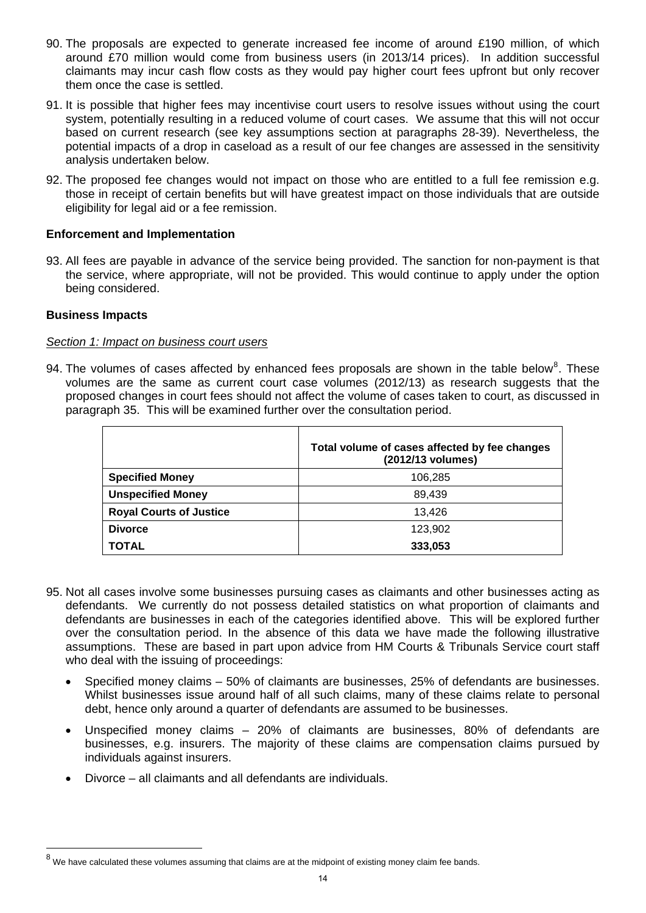90. The proposals are expected to generate increased fee income of around £190 million, of which around £70 million would come from business users (in 2013/14 prices). In addition successful claimants may incur cash flow costs as they would pay higher court fees upfront but only recover them once the case is settled.

91. It is possible that higher fees may incentivise court users to resolve issues without using the court system, potentially resulting in a reduced volume of court cases. We assume that this will not occur based on current research (see key assumptions section at paragraphs 28-39). Nevertheless, the potential impacts of a drop in caseload as a result of our fee changes are assessed in the sensitivity analysis undertaken below.

92. The proposed fee changes would not impact on those who are entitled to a full fee remission e.g. those in receipt of certain benefits but will have greatest impact on those individuals that are outside eligibility for legal aid or a fee remission.

**Enforcement and Implementation**

93. All fees are payable in advance of the service being provided. The sanction for non-payment is that the service, where appropriate, will not be provided. This would continue to apply under the option being considered.

**Business Impacts**

*Section 1: Impact on business court users*

94. The volumes of cases affected by enhanced fees proposals are shown in the table below[8]. These volumes are the same as current court case volumes (2012/13) as research suggests that the proposed changes in court fees should not affect the volume of cases taken to court, as discussed in paragraph 35. This will be examined further over the consultation period.

| | Total volume of cases affected by fee changes (2012/13 volumes) |
|---|---|
| **Specified Money** | 106,285 |
| **Unspecified Money** | 89,439 |
| **Royal Courts of Justice** | 13,426 |
| **Divorce** | 123,902 |
| **TOTAL** | **333,053** |

95. Not all cases involve some businesses pursuing cases as claimants and other businesses acting as defendants. We currently do not possess detailed statistics on what proportion of claimants and defendants are businesses in each of the categories identified above. This will be explored further over the consultation period. In the absence of this data we have made the following illustrative assumptions. These are based in part upon advice from HM Courts & Tribunals Service court staff who deal with the issuing of proceedings:

    - Specified money claims – 50% of claimants are businesses, 25% of defendants are businesses. Whilst businesses issue around half of all such claims, many of these claims relate to personal debt, hence only around a quarter of defendants are assumed to be businesses.
    - Unspecified money claims – 20% of claimants are businesses, 80% of defendants are businesses, e.g. insurers. The majority of these claims are compensation claims pursued by individuals against insurers.
    - Divorce – all claimants and all defendants are individuals.

[8] We have calculated these volumes assuming that claims are at the midpoint of existing money claim fee bands.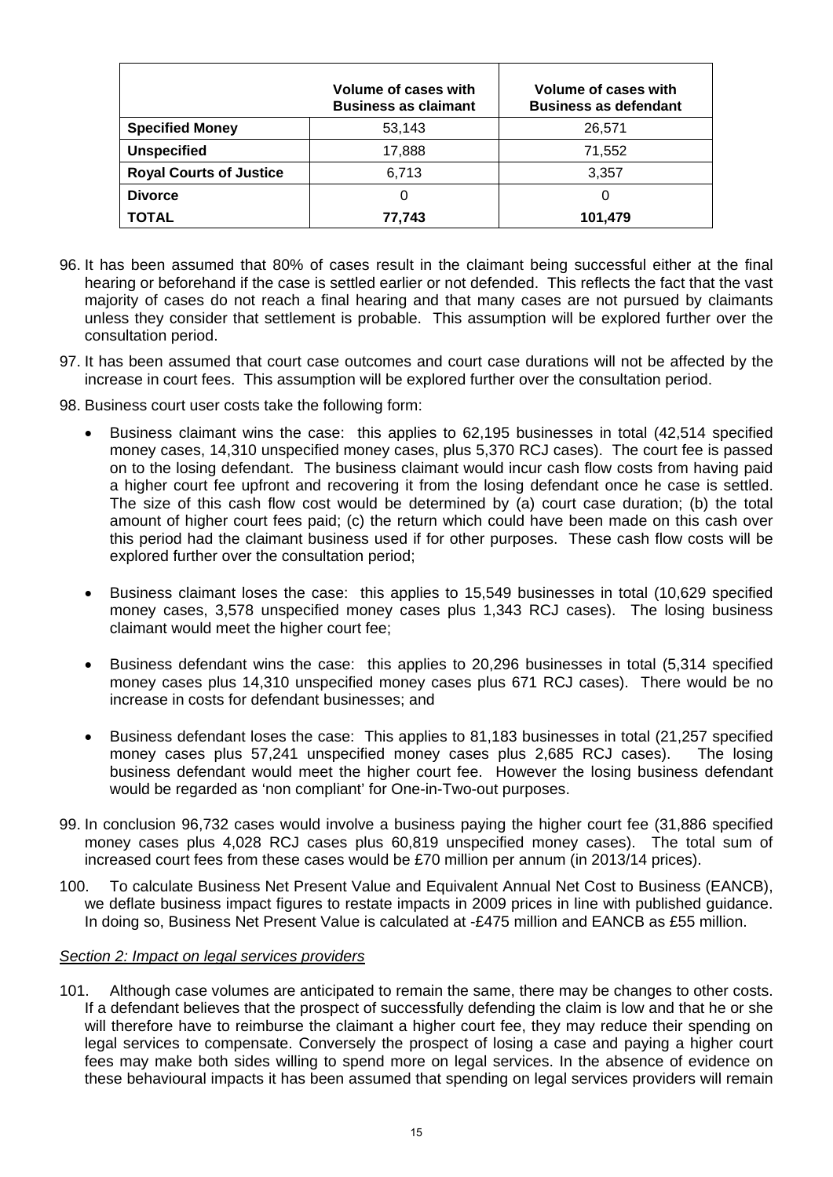| | Volume of cases with Business as claimant | Volume of cases with Business as defendant |
|---|---|---|
| **Specified Money** | 53,143 | 26,571 |
| **Unspecified** | 17,888 | 71,552 |
| **Royal Courts of Justice** | 6,713 | 3,357 |
| **Divorce** | 0 | 0 |
| **TOTAL** | **77,743** | **101,479** |

96. It has been assumed that 80% of cases result in the claimant being successful either at the final hearing or beforehand if the case is settled earlier or not defended. This reflects the fact that the vast majority of cases do not reach a final hearing and that many cases are not pursued by claimants unless they consider that settlement is probable. This assumption will be explored further over the consultation period.

97. It has been assumed that court case outcomes and court case durations will not be affected by the increase in court fees. This assumption will be explored further over the consultation period.

98. Business court user costs take the following form:

   - Business claimant wins the case: this applies to 62,195 businesses in total (42,514 specified money cases, 14,310 unspecified money cases, plus 5,370 RCJ cases). The court fee is passed on to the losing defendant. The business claimant would incur cash flow costs from having paid a higher court fee upfront and recovering it from the losing defendant once he case is settled. The size of this cash flow cost would be determined by (a) court case duration; (b) the total amount of higher court fees paid; (c) the return which could have been made on this cash over this period had the claimant business used if for other purposes. These cash flow costs will be explored further over the consultation period;

   - Business claimant loses the case: this applies to 15,549 businesses in total (10,629 specified money cases, 3,578 unspecified money cases plus 1,343 RCJ cases). The losing business claimant would meet the higher court fee;

   - Business defendant wins the case: this applies to 20,296 businesses in total (5,314 specified money cases plus 14,310 unspecified money cases plus 671 RCJ cases). There would be no increase in costs for defendant businesses; and

   - Business defendant loses the case: This applies to 81,183 businesses in total (21,257 specified money cases plus 57,241 unspecified money cases plus 2,685 RCJ cases). The losing business defendant would meet the higher court fee. However the losing business defendant would be regarded as 'non compliant' for One-in-Two-out purposes.

99. In conclusion 96,732 cases would involve a business paying the higher court fee (31,886 specified money cases plus 4,028 RCJ cases plus 60,819 unspecified money cases). The total sum of increased court fees from these cases would be £70 million per annum (in 2013/14 prices).

100. To calculate Business Net Present Value and Equivalent Annual Net Cost to Business (EANCB), we deflate business impact figures to restate impacts in 2009 prices in line with published guidance. In doing so, Business Net Present Value is calculated at -£475 million and EANCB as £55 million.

*Section 2: Impact on legal services providers*

101. Although case volumes are anticipated to remain the same, there may be changes to other costs. If a defendant believes that the prospect of successfully defending the claim is low and that he or she will therefore have to reimburse the claimant a higher court fee, they may reduce their spending on legal services to compensate. Conversely the prospect of losing a case and paying a higher court fees may make both sides willing to spend more on legal services. In the absence of evidence on these behavioural impacts it has been assumed that spending on legal services providers will remain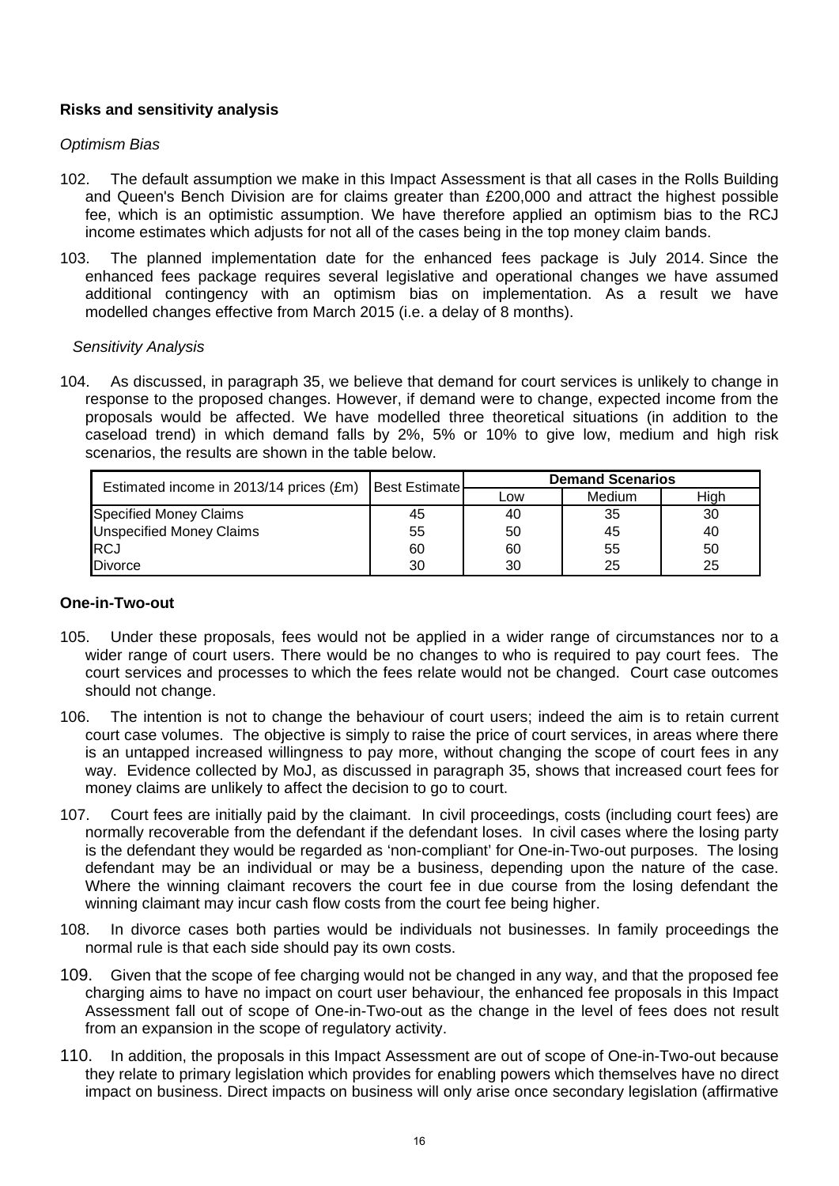## Risks and sensitivity analysis

*Optimism Bias*

102. The default assumption we make in this Impact Assessment is that all cases in the Rolls Building and Queen's Bench Division are for claims greater than £200,000 and attract the highest possible fee, which is an optimistic assumption. We have therefore applied an optimism bias to the RCJ income estimates which adjusts for not all of the cases being in the top money claim bands.

103. The planned implementation date for the enhanced fees package is July 2014. Since the enhanced fees package requires several legislative and operational changes we have assumed additional contingency with an optimism bias on implementation. As a result we have modelled changes effective from March 2015 (i.e. a delay of 8 months).

*Sensitivity Analysis*

104. As discussed, in paragraph 35, we believe that demand for court services is unlikely to change in response to the proposed changes. However, if demand were to change, expected income from the proposals would be affected. We have modelled three theoretical situations (in addition to the caseload trend) in which demand falls by 2%, 5% or 10% to give low, medium and high risk scenarios, the results are shown in the table below.

| Estimated income in 2013/14 prices (£m) | Best Estimate | Demand Scenarios | | |
|---|---|---|---|---|
| | | Low | Medium | High |
| Specified Money Claims | 45 | 40 | 35 | 30 |
| Unspecified Money Claims | 55 | 50 | 45 | 40 |
| RCJ | 60 | 60 | 55 | 50 |
| Divorce | 30 | 30 | 25 | 25 |

## One-in-Two-out

105. Under these proposals, fees would not be applied in a wider range of circumstances nor to a wider range of court users. There would be no changes to who is required to pay court fees. The court services and processes to which the fees relate would not be changed. Court case outcomes should not change.

106. The intention is not to change the behaviour of court users; indeed the aim is to retain current court case volumes. The objective is simply to raise the price of court services, in areas where there is an untapped increased willingness to pay more, without changing the scope of court fees in any way. Evidence collected by MoJ, as discussed in paragraph 35, shows that increased court fees for money claims are unlikely to affect the decision to go to court.

107. Court fees are initially paid by the claimant. In civil proceedings, costs (including court fees) are normally recoverable from the defendant if the defendant loses. In civil cases where the losing party is the defendant they would be regarded as 'non-compliant' for One-in-Two-out purposes. The losing defendant may be an individual or may be a business, depending upon the nature of the case. Where the winning claimant recovers the court fee in due course from the losing defendant the winning claimant may incur cash flow costs from the court fee being higher.

108. In divorce cases both parties would be individuals not businesses. In family proceedings the normal rule is that each side should pay its own costs.

109. Given that the scope of fee charging would not be changed in any way, and that the proposed fee charging aims to have no impact on court user behaviour, the enhanced fee proposals in this Impact Assessment fall out of scope of One-in-Two-out as the change in the level of fees does not result from an expansion in the scope of regulatory activity.

110. In addition, the proposals in this Impact Assessment are out of scope of One-in-Two-out because they relate to primary legislation which provides for enabling powers which themselves have no direct impact on business. Direct impacts on business will only arise once secondary legislation (affirmative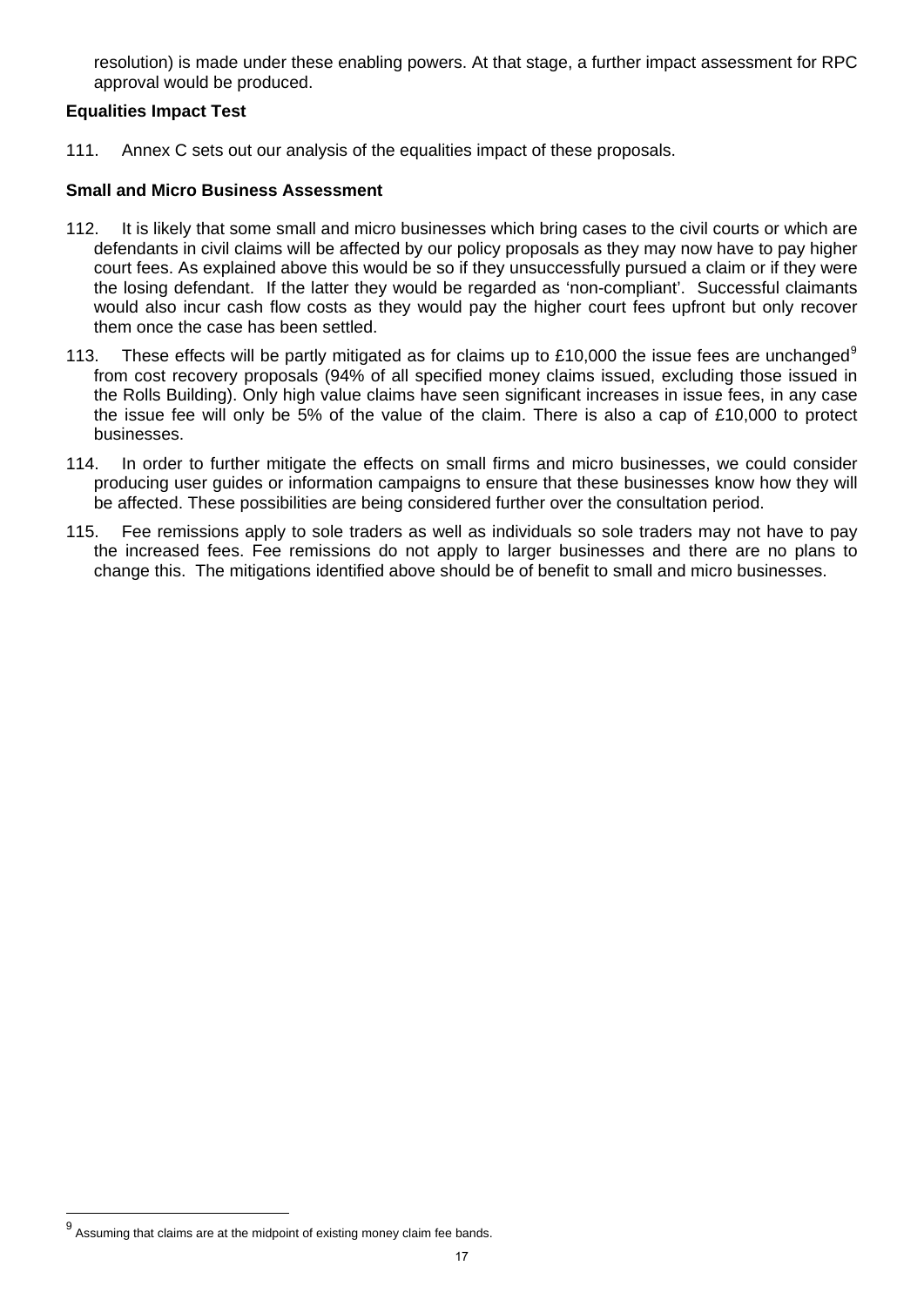resolution) is made under these enabling powers. At that stage, a further impact assessment for RPC approval would be produced.

**Equalities Impact Test**

111. Annex C sets out our analysis of the equalities impact of these proposals.

**Small and Micro Business Assessment**

112. It is likely that some small and micro businesses which bring cases to the civil courts or which are defendants in civil claims will be affected by our policy proposals as they may now have to pay higher court fees. As explained above this would be so if they unsuccessfully pursued a claim or if they were the losing defendant. If the latter they would be regarded as 'non-compliant'. Successful claimants would also incur cash flow costs as they would pay the higher court fees upfront but only recover them once the case has been settled.

113. These effects will be partly mitigated as for claims up to £10,000 the issue fees are unchanged[9] from cost recovery proposals (94% of all specified money claims issued, excluding those issued in the Rolls Building). Only high value claims have seen significant increases in issue fees, in any case the issue fee will only be 5% of the value of the claim. There is also a cap of £10,000 to protect businesses.

114. In order to further mitigate the effects on small firms and micro businesses, we could consider producing user guides or information campaigns to ensure that these businesses know how they will be affected. These possibilities are being considered further over the consultation period.

115. Fee remissions apply to sole traders as well as individuals so sole traders may not have to pay the increased fees. Fee remissions do not apply to larger businesses and there are no plans to change this. The mitigations identified above should be of benefit to small and micro businesses.

---

[9] Assuming that claims are at the midpoint of existing money claim fee bands.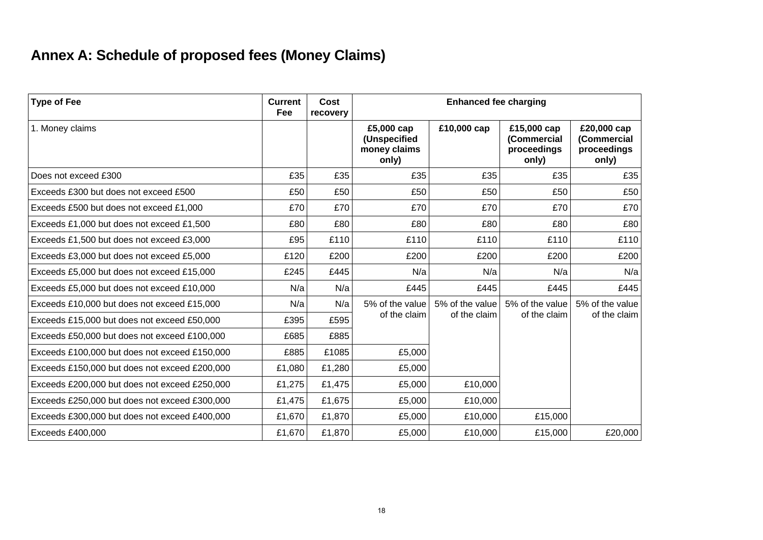## Annex A: Schedule of proposed fees (Money Claims)

| Type of Fee | Current Fee | Cost recovery | Enhanced fee charging | | | |
|---|---|---|---|---|---|---|
| 1. Money claims | | | £5,000 cap (Unspecified money claims only) | £10,000 cap | £15,000 cap (Commercial proceedings only) | £20,000 cap (Commercial proceedings only) |
| Does not exceed £300 | £35 | £35 | £35 | £35 | £35 | £35 |
| Exceeds £300 but does not exceed £500 | £50 | £50 | £50 | £50 | £50 | £50 |
| Exceeds £500 but does not exceed £1,000 | £70 | £70 | £70 | £70 | £70 | £70 |
| Exceeds £1,000 but does not exceed £1,500 | £80 | £80 | £80 | £80 | £80 | £80 |
| Exceeds £1,500 but does not exceed £3,000 | £95 | £110 | £110 | £110 | £110 | £110 |
| Exceeds £3,000 but does not exceed £5,000 | £120 | £200 | £200 | £200 | £200 | £200 |
| Exceeds £5,000 but does not exceed £15,000 | £245 | £445 | N/a | N/a | N/a | N/a |
| Exceeds £5,000 but does not exceed £10,000 | N/a | N/a | £445 | £445 | £445 | £445 |
| Exceeds £10,000 but does not exceed £15,000 | N/a | N/a | 5% of the value of the claim | 5% of the value of the claim | 5% of the value of the claim | 5% of the value of the claim |
| Exceeds £15,000 but does not exceed £50,000 | £395 | £595 | | | | |
| Exceeds £50,000 but does not exceed £100,000 | £685 | £885 | | | | |
| Exceeds £100,000 but does not exceed £150,000 | £885 | £1085 | £5,000 | | | |
| Exceeds £150,000 but does not exceed £200,000 | £1,080 | £1,280 | £5,000 | | | |
| Exceeds £200,000 but does not exceed £250,000 | £1,275 | £1,475 | £5,000 | £10,000 | | |
| Exceeds £250,000 but does not exceed £300,000 | £1,475 | £1,675 | £5,000 | £10,000 | | |
| Exceeds £300,000 but does not exceed £400,000 | £1,670 | £1,870 | £5,000 | £10,000 | £15,000 | |
| Exceeds £400,000 | £1,670 | £1,870 | £5,000 | £10,000 | £15,000 | £20,000 |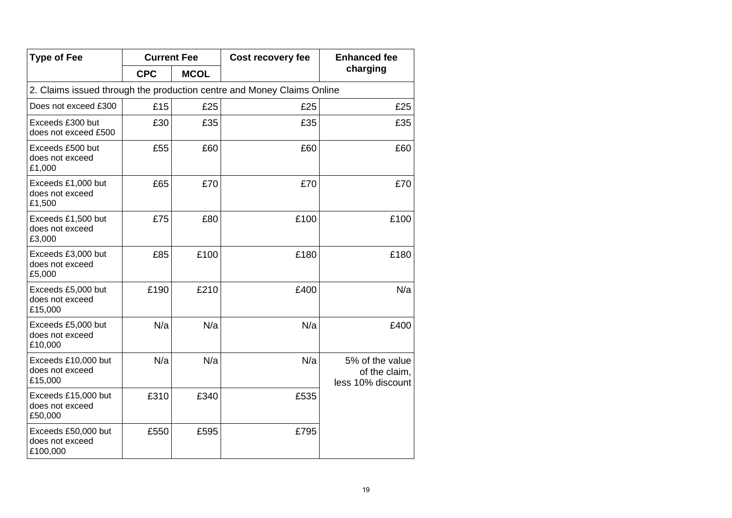| Type of Fee | Current Fee | | Cost recovery fee | Enhanced fee charging |
|---|---|---|---|---|
| | CPC | MCOL | | |
| 2. Claims issued through the production centre and Money Claims Online | | | | |
| Does not exceed £300 | £15 | £25 | £25 | £25 |
| Exceeds £300 but does not exceed £500 | £30 | £35 | £35 | £35 |
| Exceeds £500 but does not exceed £1,000 | £55 | £60 | £60 | £60 |
| Exceeds £1,000 but does not exceed £1,500 | £65 | £70 | £70 | £70 |
| Exceeds £1,500 but does not exceed £3,000 | £75 | £80 | £100 | £100 |
| Exceeds £3,000 but does not exceed £5,000 | £85 | £100 | £180 | £180 |
| Exceeds £5,000 but does not exceed £15,000 | £190 | £210 | £400 | N/a |
| Exceeds £5,000 but does not exceed £10,000 | N/a | N/a | N/a | £400 |
| Exceeds £10,000 but does not exceed £15,000 | N/a | N/a | N/a | 5% of the value of the claim, less 10% discount |
| Exceeds £15,000 but does not exceed £50,000 | £310 | £340 | £535 | |
| Exceeds £50,000 but does not exceed £100,000 | £550 | £595 | £795 | |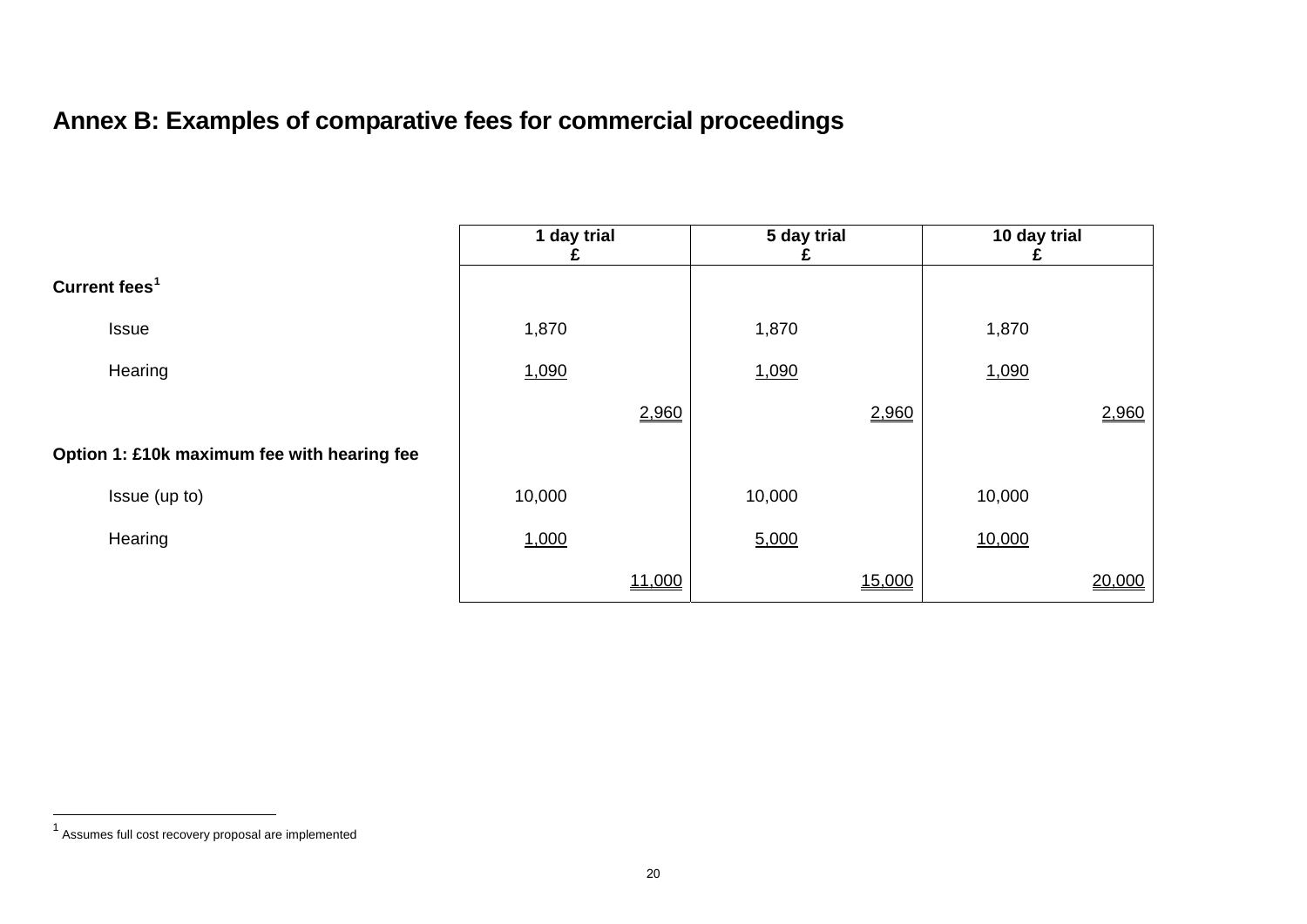## Annex B: Examples of comparative fees for commercial proceedings

| | 1 day trial £ | | 5 day trial £ | | 10 day trial £ | |
|---|---|---|---|---|---|---|
| **Current fees**[1] | | | | | | |
| Issue | 1,870 | | 1,870 | | 1,870 | |
| Hearing | 1,090 | | 1,090 | | 1,090 | |
| | | 2,960 | | 2,960 | | 2,960 |
| **Option 1: £10k maximum fee with hearing fee** | | | | | | |
| Issue (up to) | 10,000 | | 10,000 | | 10,000 | |
| Hearing | 1,000 | | 5,000 | | 10,000 | |
| | | 11,000 | | 15,000 | | 20,000 |

[1] Assumes full cost recovery proposal are implemented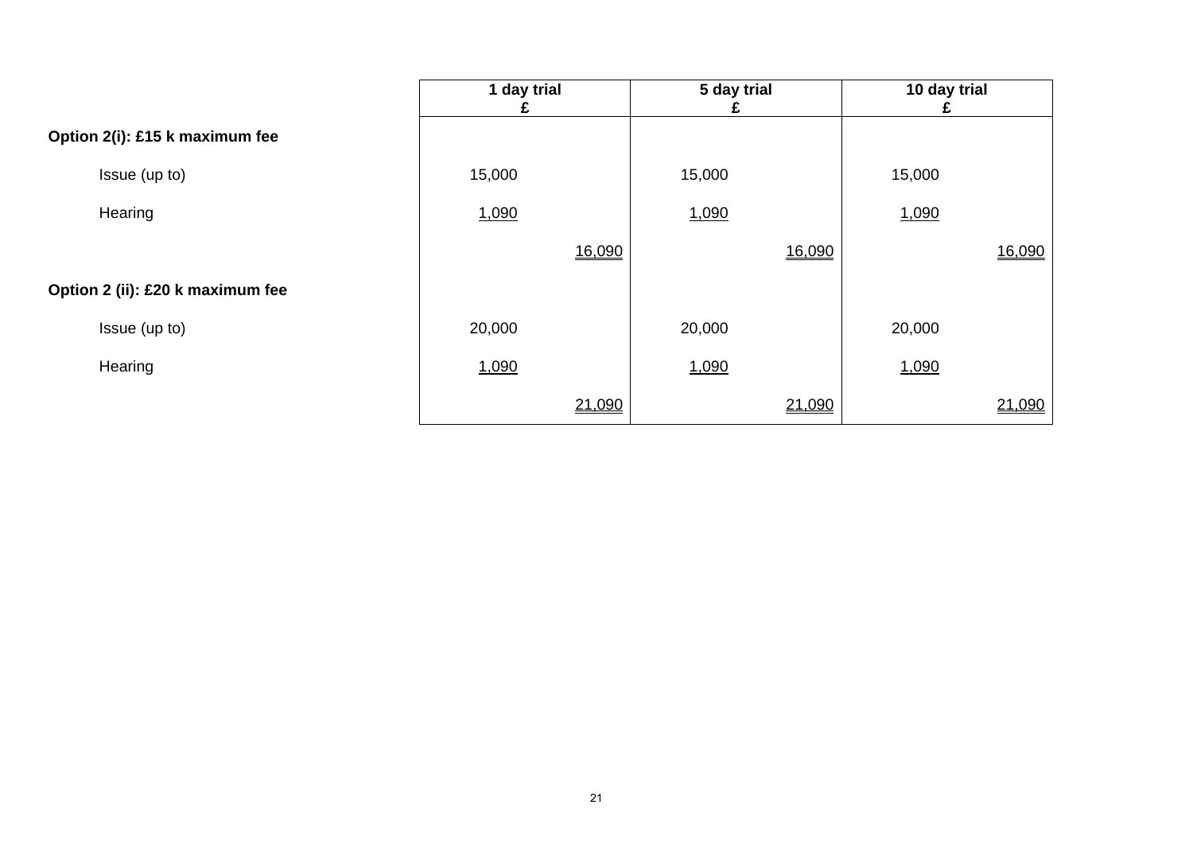| | 1 day trial<br>£ | | 5 day trial<br>£ | | 10 day trial<br>£ | |
|---|---|---|---|---|---|---|
| **Option 2(i): £15 k maximum fee** | | | | | | |
| Issue (up to) | 15,000 | | 15,000 | | 15,000 | |
| Hearing | 1,090 | | 1,090 | | 1,090 | |
| | | 16,090 | | 16,090 | | 16,090 |
| **Option 2 (ii): £20 k maximum fee** | | | | | | |
| Issue (up to) | 20,000 | | 20,000 | | 20,000 | |
| Hearing | 1,090 | | 1,090 | | 1,090 | |
| | | 21,090 | | 21,090 | | 21,090 |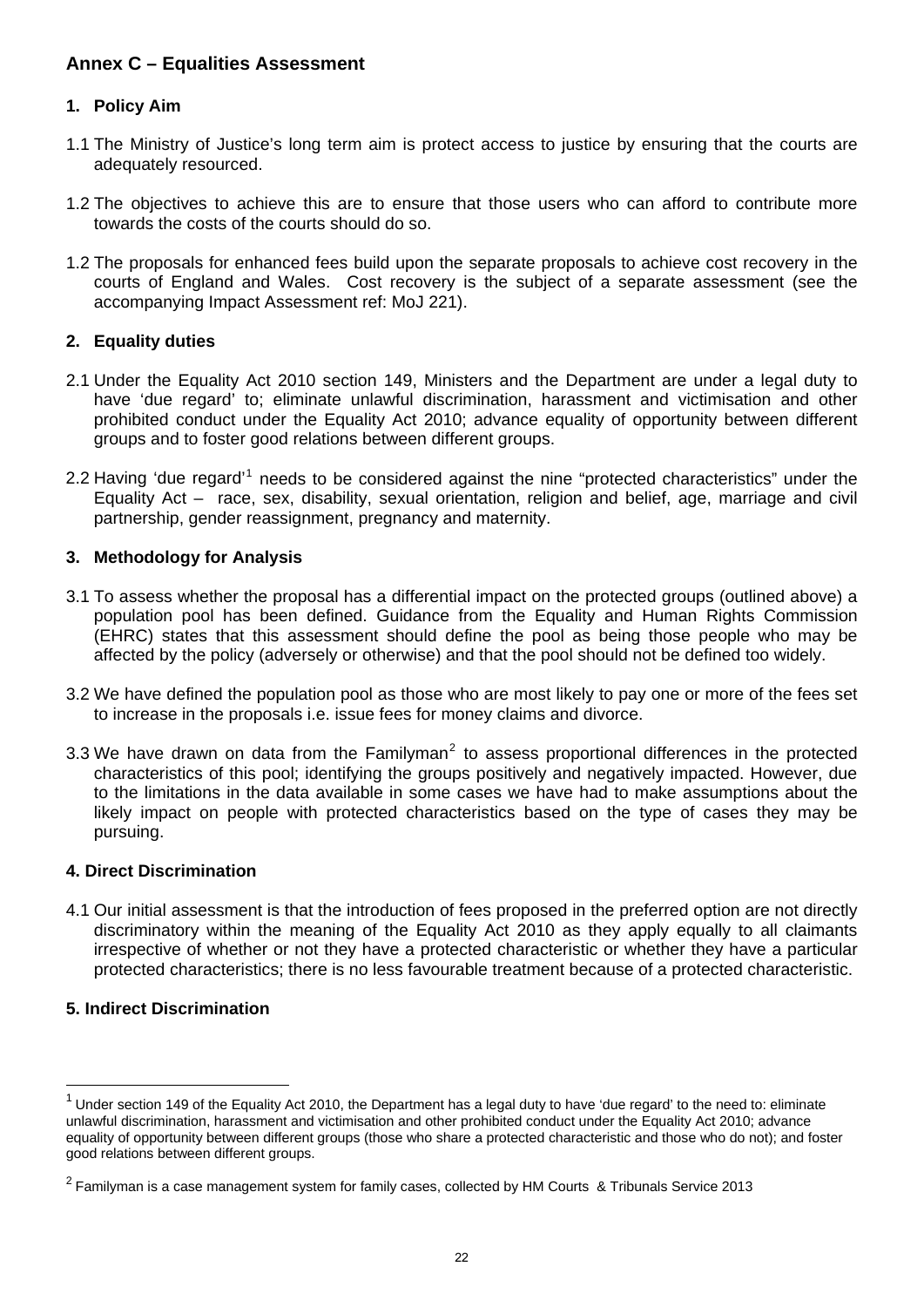## Annex C – Equalities Assessment

### 1. Policy Aim

1.1 The Ministry of Justice's long term aim is protect access to justice by ensuring that the courts are adequately resourced.

1.2 The objectives to achieve this are to ensure that those users who can afford to contribute more towards the costs of the courts should do so.

1.2 The proposals for enhanced fees build upon the separate proposals to achieve cost recovery in the courts of England and Wales. Cost recovery is the subject of a separate assessment (see the accompanying Impact Assessment ref: MoJ 221).

### 2. Equality duties

2.1 Under the Equality Act 2010 section 149, Ministers and the Department are under a legal duty to have 'due regard' to; eliminate unlawful discrimination, harassment and victimisation and other prohibited conduct under the Equality Act 2010; advance equality of opportunity between different groups and to foster good relations between different groups.

2.2 Having 'due regard'[1] needs to be considered against the nine "protected characteristics" under the Equality Act – race, sex, disability, sexual orientation, religion and belief, age, marriage and civil partnership, gender reassignment, pregnancy and maternity.

### 3. Methodology for Analysis

3.1 To assess whether the proposal has a differential impact on the protected groups (outlined above) a population pool has been defined. Guidance from the Equality and Human Rights Commission (EHRC) states that this assessment should define the pool as being those people who may be affected by the policy (adversely or otherwise) and that the pool should not be defined too widely.

3.2 We have defined the population pool as those who are most likely to pay one or more of the fees set to increase in the proposals i.e. issue fees for money claims and divorce.

3.3 We have drawn on data from the Familyman[2] to assess proportional differences in the protected characteristics of this pool; identifying the groups positively and negatively impacted. However, due to the limitations in the data available in some cases we have had to make assumptions about the likely impact on people with protected characteristics based on the type of cases they may be pursuing.

### 4. Direct Discrimination

4.1 Our initial assessment is that the introduction of fees proposed in the preferred option are not directly discriminatory within the meaning of the Equality Act 2010 as they apply equally to all claimants irrespective of whether or not they have a protected characteristic or whether they have a particular protected characteristics; there is no less favourable treatment because of a protected characteristic.

### 5. Indirect Discrimination

---

[1] Under section 149 of the Equality Act 2010, the Department has a legal duty to have 'due regard' to the need to: eliminate unlawful discrimination, harassment and victimisation and other prohibited conduct under the Equality Act 2010; advance equality of opportunity between different groups (those who share a protected characteristic and those who do not); and foster good relations between different groups.

[2] Familyman is a case management system for family cases, collected by HM Courts & Tribunals Service 2013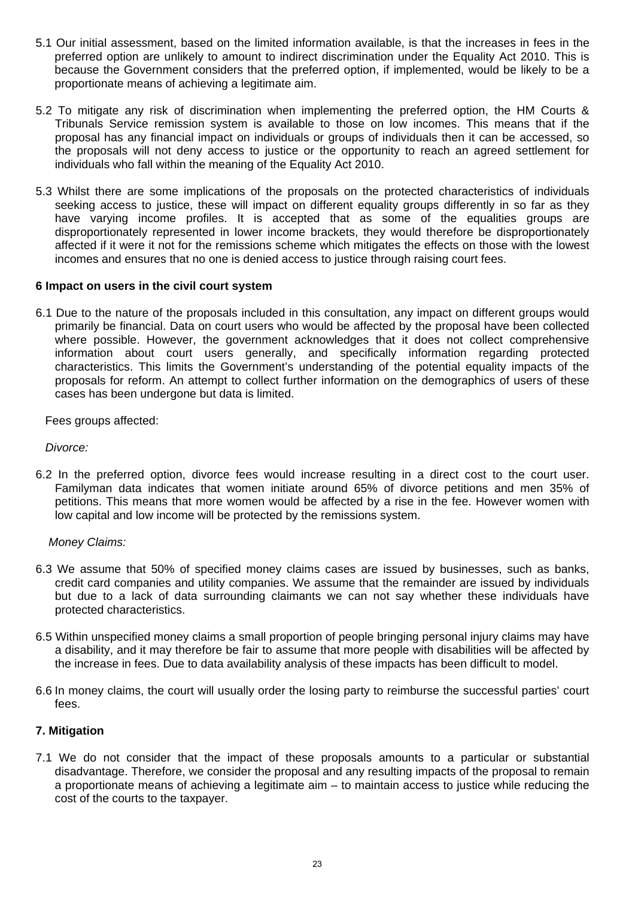5.1 Our initial assessment, based on the limited information available, is that the increases in fees in the preferred option are unlikely to amount to indirect discrimination under the Equality Act 2010. This is because the Government considers that the preferred option, if implemented, would be likely to be a proportionate means of achieving a legitimate aim.

5.2 To mitigate any risk of discrimination when implementing the preferred option, the HM Courts & Tribunals Service remission system is available to those on low incomes. This means that if the proposal has any financial impact on individuals or groups of individuals then it can be accessed, so the proposals will not deny access to justice or the opportunity to reach an agreed settlement for individuals who fall within the meaning of the Equality Act 2010.

5.3 Whilst there are some implications of the proposals on the protected characteristics of individuals seeking access to justice, these will impact on different equality groups differently in so far as they have varying income profiles. It is accepted that as some of the equalities groups are disproportionately represented in lower income brackets, they would therefore be disproportionately affected if it were it not for the remissions scheme which mitigates the effects on those with the lowest incomes and ensures that no one is denied access to justice through raising court fees.

**6 Impact on users in the civil court system**

6.1 Due to the nature of the proposals included in this consultation, any impact on different groups would primarily be financial. Data on court users who would be affected by the proposal have been collected where possible. However, the government acknowledges that it does not collect comprehensive information about court users generally, and specifically information regarding protected characteristics. This limits the Government's understanding of the potential equality impacts of the proposals for reform. An attempt to collect further information on the demographics of users of these cases has been undergone but data is limited.

Fees groups affected:

*Divorce:*

6.2 In the preferred option, divorce fees would increase resulting in a direct cost to the court user. Familyman data indicates that women initiate around 65% of divorce petitions and men 35% of petitions. This means that more women would be affected by a rise in the fee. However women with low capital and low income will be protected by the remissions system.

*Money Claims:*

6.3 We assume that 50% of specified money claims cases are issued by businesses, such as banks, credit card companies and utility companies. We assume that the remainder are issued by individuals but due to a lack of data surrounding claimants we can not say whether these individuals have protected characteristics.

6.5 Within unspecified money claims a small proportion of people bringing personal injury claims may have a disability, and it may therefore be fair to assume that more people with disabilities will be affected by the increase in fees. Due to data availability analysis of these impacts has been difficult to model.

6.6 In money claims, the court will usually order the losing party to reimburse the successful parties' court fees.

**7. Mitigation**

7.1 We do not consider that the impact of these proposals amounts to a particular or substantial disadvantage. Therefore, we consider the proposal and any resulting impacts of the proposal to remain a proportionate means of achieving a legitimate aim – to maintain access to justice while reducing the cost of the courts to the taxpayer.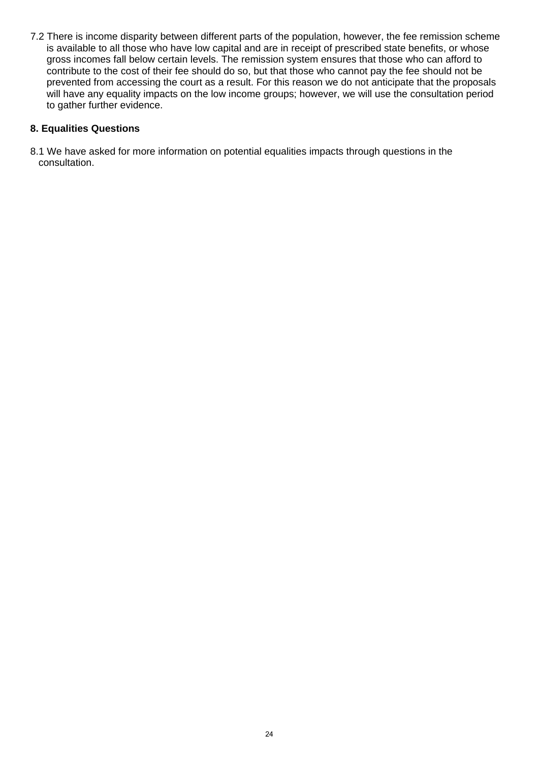7.2 There is income disparity between different parts of the population, however, the fee remission scheme is available to all those who have low capital and are in receipt of prescribed state benefits, or whose gross incomes fall below certain levels. The remission system ensures that those who can afford to contribute to the cost of their fee should do so, but that those who cannot pay the fee should not be prevented from accessing the court as a result. For this reason we do not anticipate that the proposals will have any equality impacts on the low income groups; however, we will use the consultation period to gather further evidence.

**8. Equalities Questions**

8.1 We have asked for more information on potential equalities impacts through questions in the consultation.